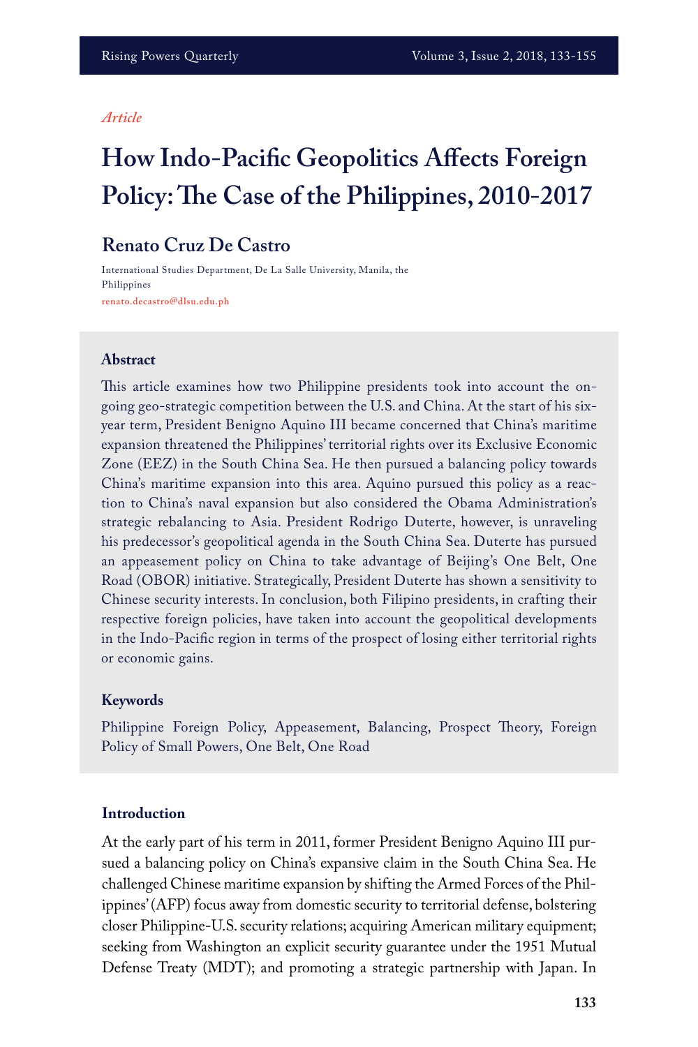*Article*

# How Indo-Pacific Geopolitics Affects Foreign Policy: The Case of the Philippines, 2010-2017

## Renato Cruz De Castro

International Studies Department, De La Salle University, Manila, the Philippines
renato.decastro@dlsu.edu.ph

### Abstract

This article examines how two Philippine presidents took into account the on-going geo-strategic competition between the U.S. and China. At the start of his six-year term, President Benigno Aquino III became concerned that China's maritime expansion threatened the Philippines' territorial rights over its Exclusive Economic Zone (EEZ) in the South China Sea. He then pursued a balancing policy towards China's maritime expansion into this area. Aquino pursued this policy as a reaction to China's naval expansion but also considered the Obama Administration's strategic rebalancing to Asia. President Rodrigo Duterte, however, is unraveling his predecessor's geopolitical agenda in the South China Sea. Duterte has pursued an appeasement policy on China to take advantage of Beijing's One Belt, One Road (OBOR) initiative. Strategically, President Duterte has shown a sensitivity to Chinese security interests. In conclusion, both Filipino presidents, in crafting their respective foreign policies, have taken into account the geopolitical developments in the Indo-Pacific region in terms of the prospect of losing either territorial rights or economic gains.

### Keywords

Philippine Foreign Policy, Appeasement, Balancing, Prospect Theory, Foreign Policy of Small Powers, One Belt, One Road

### Introduction

At the early part of his term in 2011, former President Benigno Aquino III pursued a balancing policy on China's expansive claim in the South China Sea. He challenged Chinese maritime expansion by shifting the Armed Forces of the Philippines' (AFP) focus away from domestic security to territorial defense, bolstering closer Philippine-U.S. security relations; acquiring American military equipment; seeking from Washington an explicit security guarantee under the 1951 Mutual Defense Treaty (MDT); and promoting a strategic partnership with Japan. In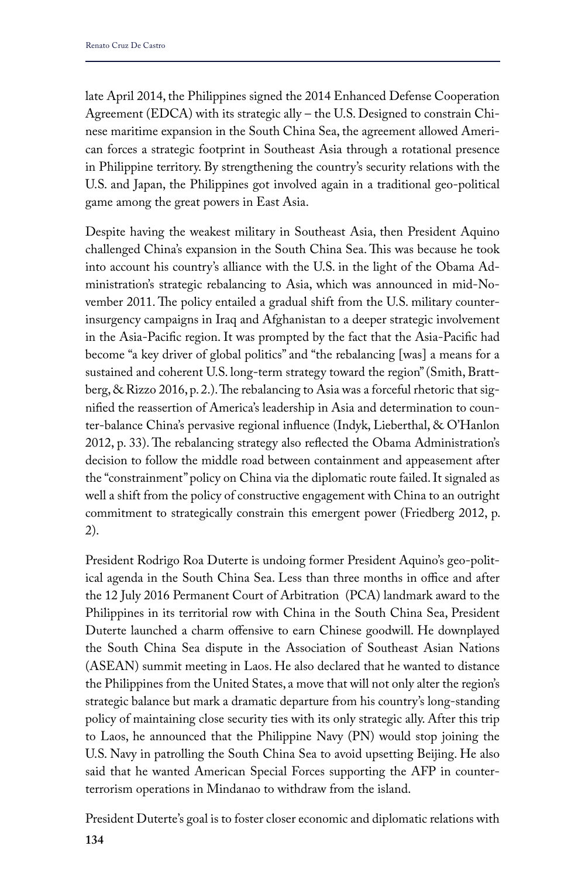late April 2014, the Philippines signed the 2014 Enhanced Defense Cooperation Agreement (EDCA) with its strategic ally – the U.S. Designed to constrain Chinese maritime expansion in the South China Sea, the agreement allowed American forces a strategic footprint in Southeast Asia through a rotational presence in Philippine territory. By strengthening the country's security relations with the U.S. and Japan, the Philippines got involved again in a traditional geo-political game among the great powers in East Asia.

Despite having the weakest military in Southeast Asia, then President Aquino challenged China's expansion in the South China Sea. This was because he took into account his country's alliance with the U.S. in the light of the Obama Administration's strategic rebalancing to Asia, which was announced in mid-November 2011. The policy entailed a gradual shift from the U.S. military counterinsurgency campaigns in Iraq and Afghanistan to a deeper strategic involvement in the Asia-Pacific region. It was prompted by the fact that the Asia-Pacific had become "a key driver of global politics" and "the rebalancing [was] a means for a sustained and coherent U.S. long-term strategy toward the region" (Smith, Brattberg, & Rizzo 2016, p. 2.). The rebalancing to Asia was a forceful rhetoric that signified the reassertion of America's leadership in Asia and determination to counter-balance China's pervasive regional influence (Indyk, Lieberthal, & O'Hanlon 2012, p. 33). The rebalancing strategy also reflected the Obama Administration's decision to follow the middle road between containment and appeasement after the "constrainment" policy on China via the diplomatic route failed. It signaled as well a shift from the policy of constructive engagement with China to an outright commitment to strategically constrain this emergent power (Friedberg 2012, p. 2).

President Rodrigo Roa Duterte is undoing former President Aquino's geo-political agenda in the South China Sea. Less than three months in office and after the 12 July 2016 Permanent Court of Arbitration (PCA) landmark award to the Philippines in its territorial row with China in the South China Sea, President Duterte launched a charm offensive to earn Chinese goodwill. He downplayed the South China Sea dispute in the Association of Southeast Asian Nations (ASEAN) summit meeting in Laos. He also declared that he wanted to distance the Philippines from the United States, a move that will not only alter the region's strategic balance but mark a dramatic departure from his country's long-standing policy of maintaining close security ties with its only strategic ally. After this trip to Laos, he announced that the Philippine Navy (PN) would stop joining the U.S. Navy in patrolling the South China Sea to avoid upsetting Beijing. He also said that he wanted American Special Forces supporting the AFP in counterterrorism operations in Mindanao to withdraw from the island.

President Duterte's goal is to foster closer economic and diplomatic relations with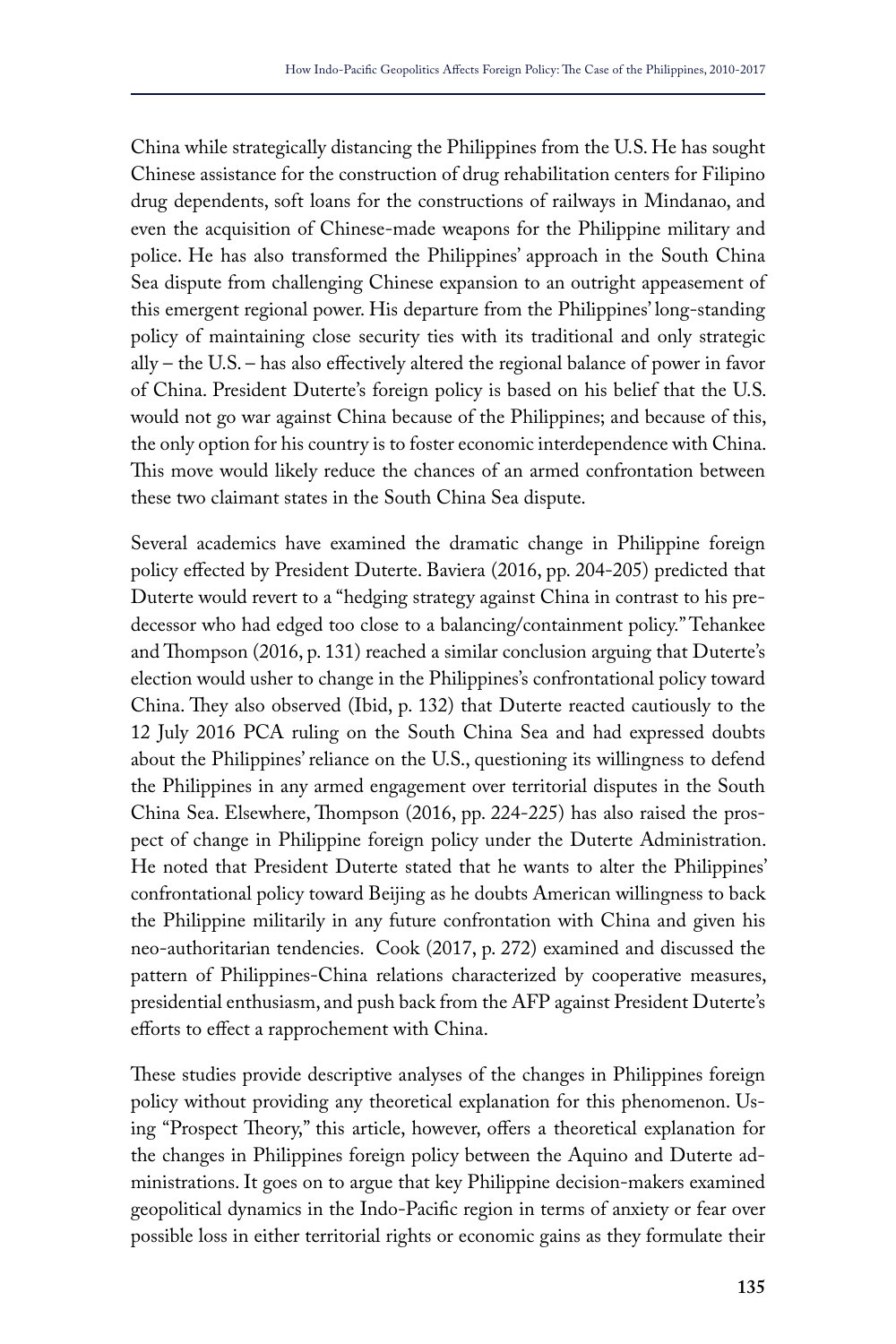China while strategically distancing the Philippines from the U.S. He has sought Chinese assistance for the construction of drug rehabilitation centers for Filipino drug dependents, soft loans for the constructions of railways in Mindanao, and even the acquisition of Chinese-made weapons for the Philippine military and police. He has also transformed the Philippines' approach in the South China Sea dispute from challenging Chinese expansion to an outright appeasement of this emergent regional power. His departure from the Philippines' long-standing policy of maintaining close security ties with its traditional and only strategic ally – the U.S. – has also effectively altered the regional balance of power in favor of China. President Duterte's foreign policy is based on his belief that the U.S. would not go war against China because of the Philippines; and because of this, the only option for his country is to foster economic interdependence with China. This move would likely reduce the chances of an armed confrontation between these two claimant states in the South China Sea dispute.

Several academics have examined the dramatic change in Philippine foreign policy effected by President Duterte. Baviera (2016, pp. 204-205) predicted that Duterte would revert to a "hedging strategy against China in contrast to his predecessor who had edged too close to a balancing/containment policy." Tehankee and Thompson (2016, p. 131) reached a similar conclusion arguing that Duterte's election would usher to change in the Philippines's confrontational policy toward China. They also observed (Ibid, p. 132) that Duterte reacted cautiously to the 12 July 2016 PCA ruling on the South China Sea and had expressed doubts about the Philippines' reliance on the U.S., questioning its willingness to defend the Philippines in any armed engagement over territorial disputes in the South China Sea. Elsewhere, Thompson (2016, pp. 224-225) has also raised the prospect of change in Philippine foreign policy under the Duterte Administration. He noted that President Duterte stated that he wants to alter the Philippines' confrontational policy toward Beijing as he doubts American willingness to back the Philippine militarily in any future confrontation with China and given his neo-authoritarian tendencies. Cook (2017, p. 272) examined and discussed the pattern of Philippines-China relations characterized by cooperative measures, presidential enthusiasm, and push back from the AFP against President Duterte's efforts to effect a rapprochement with China.

These studies provide descriptive analyses of the changes in Philippines foreign policy without providing any theoretical explanation for this phenomenon. Using "Prospect Theory," this article, however, offers a theoretical explanation for the changes in Philippines foreign policy between the Aquino and Duterte administrations. It goes on to argue that key Philippine decision-makers examined geopolitical dynamics in the Indo-Pacific region in terms of anxiety or fear over possible loss in either territorial rights or economic gains as they formulate their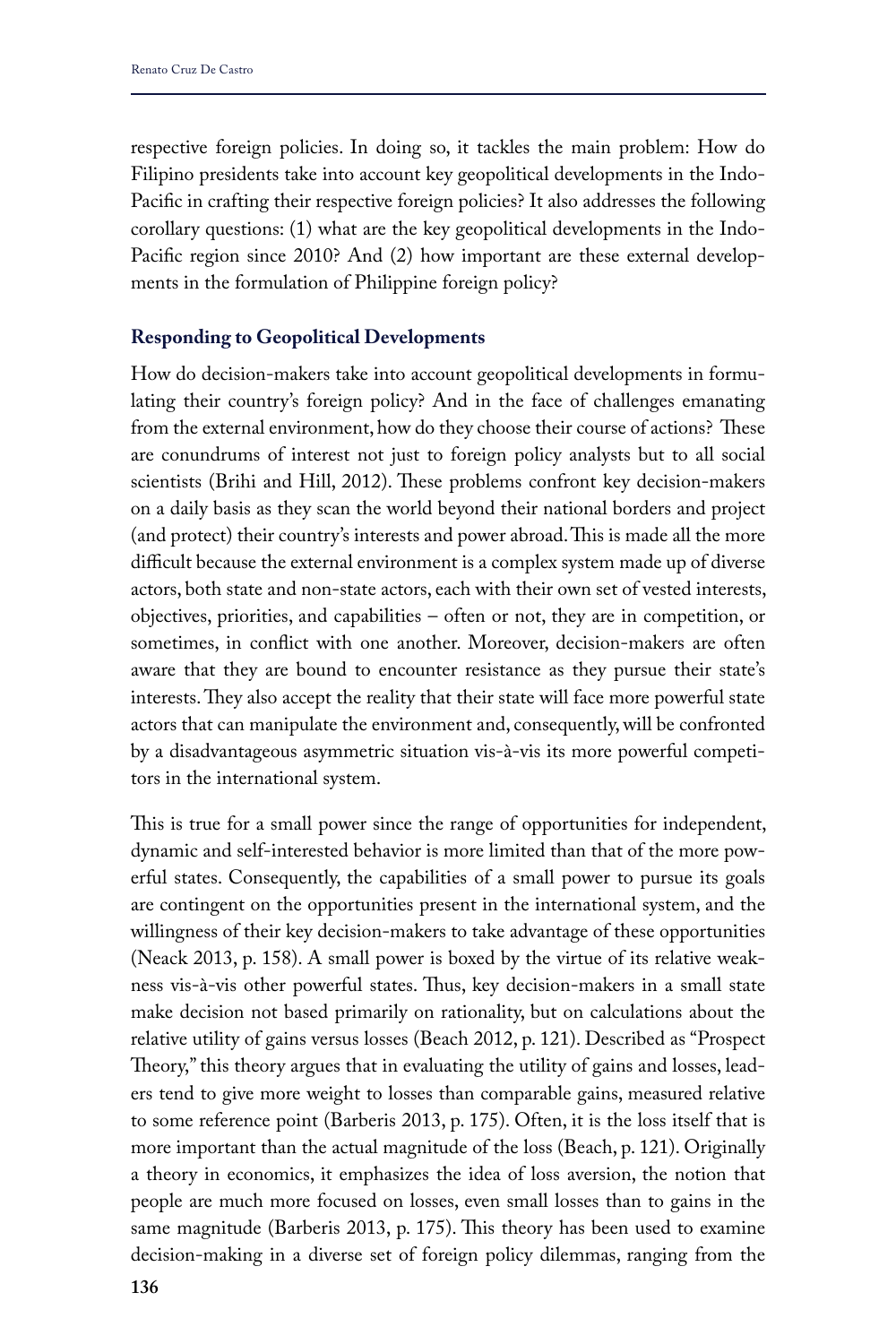respective foreign policies. In doing so, it tackles the main problem: How do Filipino presidents take into account key geopolitical developments in the Indo-Pacific in crafting their respective foreign policies? It also addresses the following corollary questions: (1) what are the key geopolitical developments in the Indo-Pacific region since 2010? And (2) how important are these external developments in the formulation of Philippine foreign policy?

### Responding to Geopolitical Developments

How do decision-makers take into account geopolitical developments in formulating their country's foreign policy? And in the face of challenges emanating from the external environment, how do they choose their course of actions? These are conundrums of interest not just to foreign policy analysts but to all social scientists (Brihi and Hill, 2012). These problems confront key decision-makers on a daily basis as they scan the world beyond their national borders and project (and protect) their country's interests and power abroad. This is made all the more difficult because the external environment is a complex system made up of diverse actors, both state and non-state actors, each with their own set of vested interests, objectives, priorities, and capabilities – often or not, they are in competition, or sometimes, in conflict with one another. Moreover, decision-makers are often aware that they are bound to encounter resistance as they pursue their state's interests. They also accept the reality that their state will face more powerful state actors that can manipulate the environment and, consequently, will be confronted by a disadvantageous asymmetric situation vis-à-vis its more powerful competitors in the international system.

This is true for a small power since the range of opportunities for independent, dynamic and self-interested behavior is more limited than that of the more powerful states. Consequently, the capabilities of a small power to pursue its goals are contingent on the opportunities present in the international system, and the willingness of their key decision-makers to take advantage of these opportunities (Neack 2013, p. 158). A small power is boxed by the virtue of its relative weakness vis-à-vis other powerful states. Thus, key decision-makers in a small state make decision not based primarily on rationality, but on calculations about the relative utility of gains versus losses (Beach 2012, p. 121). Described as "Prospect Theory," this theory argues that in evaluating the utility of gains and losses, leaders tend to give more weight to losses than comparable gains, measured relative to some reference point (Barberis 2013, p. 175). Often, it is the loss itself that is more important than the actual magnitude of the loss (Beach, p. 121). Originally a theory in economics, it emphasizes the idea of loss aversion, the notion that people are much more focused on losses, even small losses than to gains in the same magnitude (Barberis 2013, p. 175). This theory has been used to examine decision-making in a diverse set of foreign policy dilemmas, ranging from the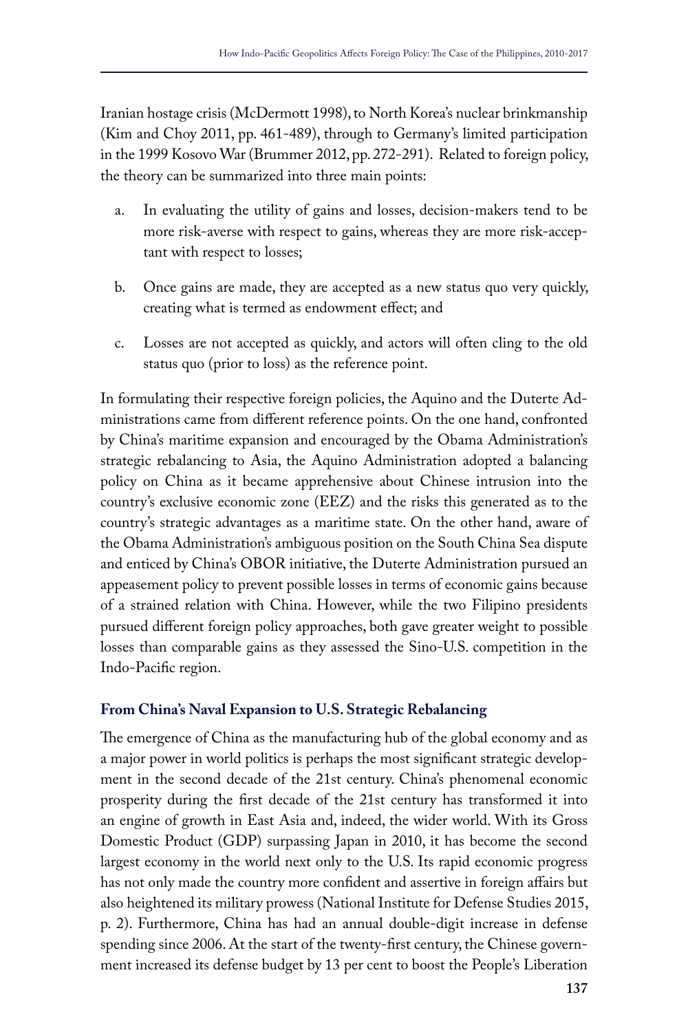Iranian hostage crisis (McDermott 1998), to North Korea's nuclear brinkmanship (Kim and Choy 2011, pp. 461-489), through to Germany's limited participation in the 1999 Kosovo War (Brummer 2012, pp. 272-291). Related to foreign policy, the theory can be summarized into three main points:

a. In evaluating the utility of gains and losses, decision-makers tend to be more risk-averse with respect to gains, whereas they are more risk-acceptant with respect to losses;

b. Once gains are made, they are accepted as a new status quo very quickly, creating what is termed as endowment effect; and

c. Losses are not accepted as quickly, and actors will often cling to the old status quo (prior to loss) as the reference point.

In formulating their respective foreign policies, the Aquino and the Duterte Administrations came from different reference points. On the one hand, confronted by China's maritime expansion and encouraged by the Obama Administration's strategic rebalancing to Asia, the Aquino Administration adopted a balancing policy on China as it became apprehensive about Chinese intrusion into the country's exclusive economic zone (EEZ) and the risks this generated as to the country's strategic advantages as a maritime state. On the other hand, aware of the Obama Administration's ambiguous position on the South China Sea dispute and enticed by China's OBOR initiative, the Duterte Administration pursued an appeasement policy to prevent possible losses in terms of economic gains because of a strained relation with China. However, while the two Filipino presidents pursued different foreign policy approaches, both gave greater weight to possible losses than comparable gains as they assessed the Sino-U.S. competition in the Indo-Pacific region.

### From China's Naval Expansion to U.S. Strategic Rebalancing

The emergence of China as the manufacturing hub of the global economy and as a major power in world politics is perhaps the most significant strategic development in the second decade of the 21st century. China's phenomenal economic prosperity during the first decade of the 21st century has transformed it into an engine of growth in East Asia and, indeed, the wider world. With its Gross Domestic Product (GDP) surpassing Japan in 2010, it has become the second largest economy in the world next only to the U.S. Its rapid economic progress has not only made the country more confident and assertive in foreign affairs but also heightened its military prowess (National Institute for Defense Studies 2015, p. 2). Furthermore, China has had an annual double-digit increase in defense spending since 2006. At the start of the twenty-first century, the Chinese government increased its defense budget by 13 per cent to boost the People's Liberation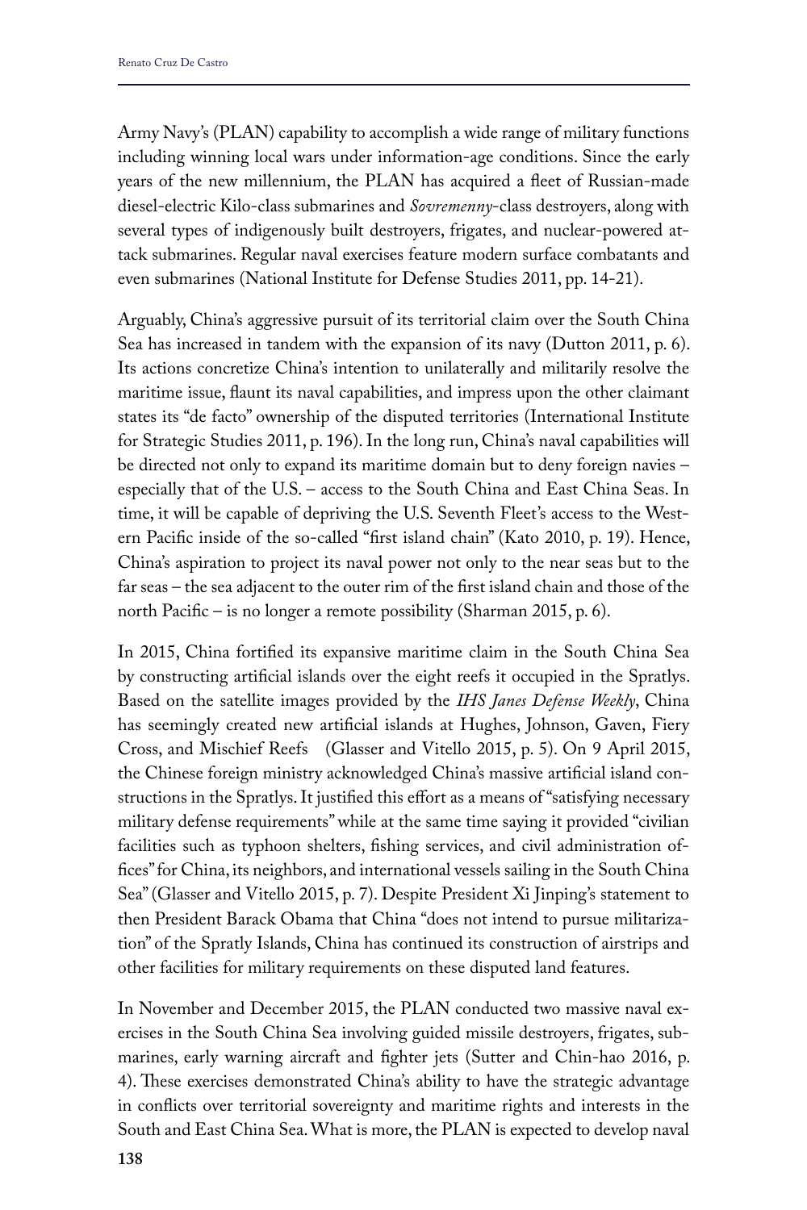Army Navy's (PLAN) capability to accomplish a wide range of military functions including winning local wars under information-age conditions. Since the early years of the new millennium, the PLAN has acquired a fleet of Russian-made diesel-electric Kilo-class submarines and *Sovremenny*-class destroyers, along with several types of indigenously built destroyers, frigates, and nuclear-powered attack submarines. Regular naval exercises feature modern surface combatants and even submarines (National Institute for Defense Studies 2011, pp. 14-21).

Arguably, China's aggressive pursuit of its territorial claim over the South China Sea has increased in tandem with the expansion of its navy (Dutton 2011, p. 6). Its actions concretize China's intention to unilaterally and militarily resolve the maritime issue, flaunt its naval capabilities, and impress upon the other claimant states its "de facto" ownership of the disputed territories (International Institute for Strategic Studies 2011, p. 196). In the long run, China's naval capabilities will be directed not only to expand its maritime domain but to deny foreign navies – especially that of the U.S. – access to the South China and East China Seas. In time, it will be capable of depriving the U.S. Seventh Fleet's access to the Western Pacific inside of the so-called "first island chain" (Kato 2010, p. 19). Hence, China's aspiration to project its naval power not only to the near seas but to the far seas – the sea adjacent to the outer rim of the first island chain and those of the north Pacific – is no longer a remote possibility (Sharman 2015, p. 6).

In 2015, China fortified its expansive maritime claim in the South China Sea by constructing artificial islands over the eight reefs it occupied in the Spratlys. Based on the satellite images provided by the *IHS Janes Defense Weekly*, China has seemingly created new artificial islands at Hughes, Johnson, Gaven, Fiery Cross, and Mischief Reefs (Glasser and Vitello 2015, p. 5). On 9 April 2015, the Chinese foreign ministry acknowledged China's massive artificial island constructions in the Spratlys. It justified this effort as a means of "satisfying necessary military defense requirements" while at the same time saying it provided "civilian facilities such as typhoon shelters, fishing services, and civil administration offices" for China, its neighbors, and international vessels sailing in the South China Sea" (Glasser and Vitello 2015, p. 7). Despite President Xi Jinping's statement to then President Barack Obama that China "does not intend to pursue militarization" of the Spratly Islands, China has continued its construction of airstrips and other facilities for military requirements on these disputed land features.

In November and December 2015, the PLAN conducted two massive naval exercises in the South China Sea involving guided missile destroyers, frigates, submarines, early warning aircraft and fighter jets (Sutter and Chin-hao 2016, p. 4). These exercises demonstrated China's ability to have the strategic advantage in conflicts over territorial sovereignty and maritime rights and interests in the South and East China Sea. What is more, the PLAN is expected to develop naval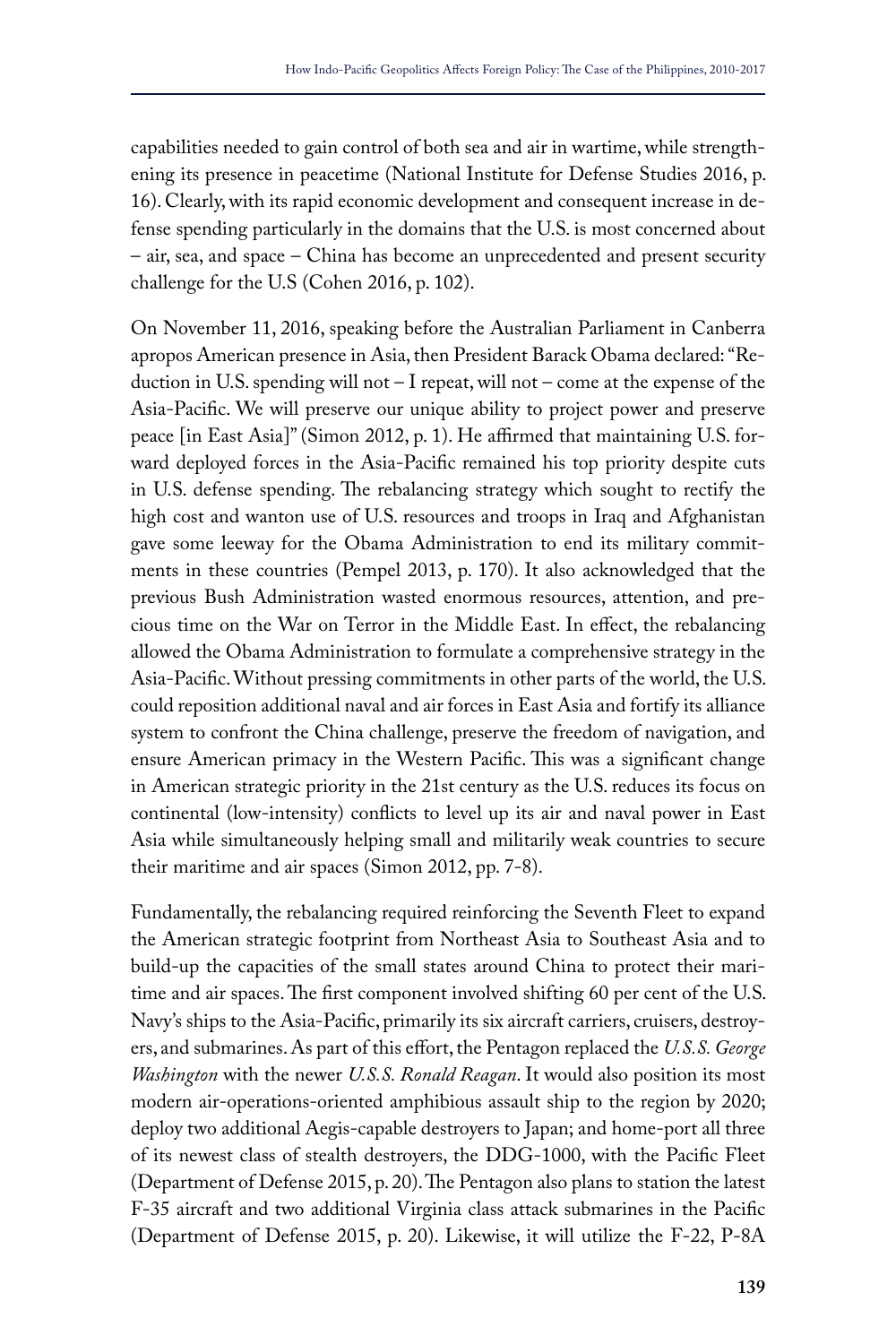capabilities needed to gain control of both sea and air in wartime, while strengthening its presence in peacetime (National Institute for Defense Studies 2016, p. 16). Clearly, with its rapid economic development and consequent increase in defense spending particularly in the domains that the U.S. is most concerned about – air, sea, and space – China has become an unprecedented and present security challenge for the U.S (Cohen 2016, p. 102).

On November 11, 2016, speaking before the Australian Parliament in Canberra apropos American presence in Asia, then President Barack Obama declared: "Reduction in U.S. spending will not – I repeat, will not – come at the expense of the Asia-Pacific. We will preserve our unique ability to project power and preserve peace [in East Asia]" (Simon 2012, p. 1). He affirmed that maintaining U.S. forward deployed forces in the Asia-Pacific remained his top priority despite cuts in U.S. defense spending. The rebalancing strategy which sought to rectify the high cost and wanton use of U.S. resources and troops in Iraq and Afghanistan gave some leeway for the Obama Administration to end its military commitments in these countries (Pempel 2013, p. 170). It also acknowledged that the previous Bush Administration wasted enormous resources, attention, and precious time on the War on Terror in the Middle East. In effect, the rebalancing allowed the Obama Administration to formulate a comprehensive strategy in the Asia-Pacific. Without pressing commitments in other parts of the world, the U.S. could reposition additional naval and air forces in East Asia and fortify its alliance system to confront the China challenge, preserve the freedom of navigation, and ensure American primacy in the Western Pacific. This was a significant change in American strategic priority in the 21st century as the U.S. reduces its focus on continental (low-intensity) conflicts to level up its air and naval power in East Asia while simultaneously helping small and militarily weak countries to secure their maritime and air spaces (Simon 2012, pp. 7-8).

Fundamentally, the rebalancing required reinforcing the Seventh Fleet to expand the American strategic footprint from Northeast Asia to Southeast Asia and to build-up the capacities of the small states around China to protect their maritime and air spaces. The first component involved shifting 60 per cent of the U.S. Navy's ships to the Asia-Pacific, primarily its six aircraft carriers, cruisers, destroyers, and submarines. As part of this effort, the Pentagon replaced the *U.S.S. George Washington* with the newer *U.S.S. Ronald Reagan*. It would also position its most modern air-operations-oriented amphibious assault ship to the region by 2020; deploy two additional Aegis-capable destroyers to Japan; and home-port all three of its newest class of stealth destroyers, the DDG-1000, with the Pacific Fleet (Department of Defense 2015, p. 20). The Pentagon also plans to station the latest F-35 aircraft and two additional Virginia class attack submarines in the Pacific (Department of Defense 2015, p. 20). Likewise, it will utilize the F-22, P-8A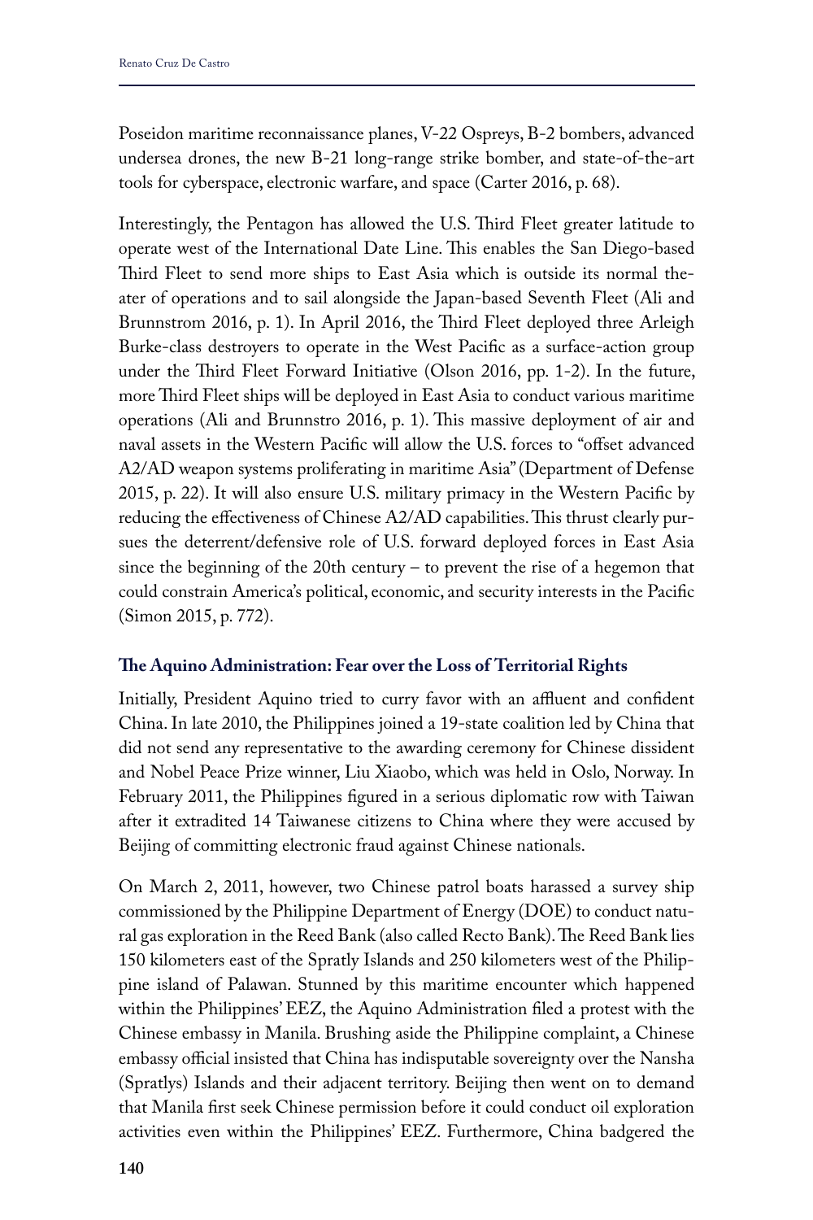Poseidon maritime reconnaissance planes, V-22 Ospreys, B-2 bombers, advanced undersea drones, the new B-21 long-range strike bomber, and state-of-the-art tools for cyberspace, electronic warfare, and space (Carter 2016, p. 68).

Interestingly, the Pentagon has allowed the U.S. Third Fleet greater latitude to operate west of the International Date Line. This enables the San Diego-based Third Fleet to send more ships to East Asia which is outside its normal theater of operations and to sail alongside the Japan-based Seventh Fleet (Ali and Brunnstrom 2016, p. 1). In April 2016, the Third Fleet deployed three Arleigh Burke-class destroyers to operate in the West Pacific as a surface-action group under the Third Fleet Forward Initiative (Olson 2016, pp. 1-2). In the future, more Third Fleet ships will be deployed in East Asia to conduct various maritime operations (Ali and Brunnstro 2016, p. 1). This massive deployment of air and naval assets in the Western Pacific will allow the U.S. forces to "offset advanced A2/AD weapon systems proliferating in maritime Asia" (Department of Defense 2015, p. 22). It will also ensure U.S. military primacy in the Western Pacific by reducing the effectiveness of Chinese A2/AD capabilities. This thrust clearly pursues the deterrent/defensive role of U.S. forward deployed forces in East Asia since the beginning of the 20th century – to prevent the rise of a hegemon that could constrain America's political, economic, and security interests in the Pacific (Simon 2015, p. 772).

### The Aquino Administration: Fear over the Loss of Territorial Rights

Initially, President Aquino tried to curry favor with an affluent and confident China. In late 2010, the Philippines joined a 19-state coalition led by China that did not send any representative to the awarding ceremony for Chinese dissident and Nobel Peace Prize winner, Liu Xiaobo, which was held in Oslo, Norway. In February 2011, the Philippines figured in a serious diplomatic row with Taiwan after it extradited 14 Taiwanese citizens to China where they were accused by Beijing of committing electronic fraud against Chinese nationals.

On March 2, 2011, however, two Chinese patrol boats harassed a survey ship commissioned by the Philippine Department of Energy (DOE) to conduct natural gas exploration in the Reed Bank (also called Recto Bank). The Reed Bank lies 150 kilometers east of the Spratly Islands and 250 kilometers west of the Philippine island of Palawan. Stunned by this maritime encounter which happened within the Philippines' EEZ, the Aquino Administration filed a protest with the Chinese embassy in Manila. Brushing aside the Philippine complaint, a Chinese embassy official insisted that China has indisputable sovereignty over the Nansha (Spratlys) Islands and their adjacent territory. Beijing then went on to demand that Manila first seek Chinese permission before it could conduct oil exploration activities even within the Philippines' EEZ. Furthermore, China badgered the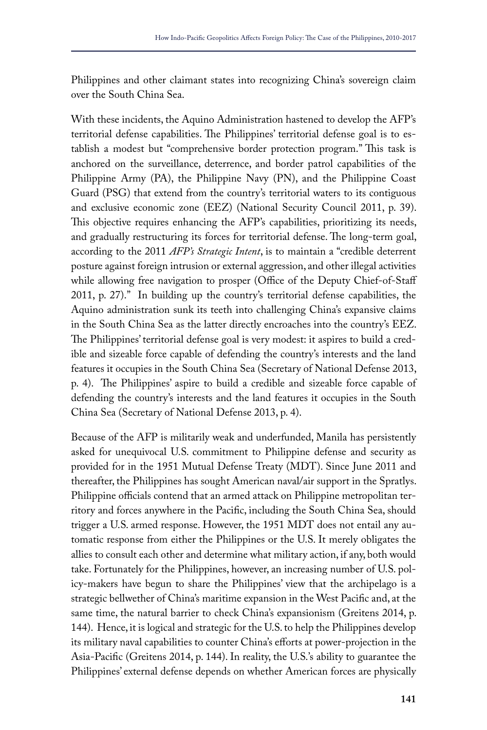Philippines and other claimant states into recognizing China's sovereign claim over the South China Sea.

With these incidents, the Aquino Administration hastened to develop the AFP's territorial defense capabilities. The Philippines' territorial defense goal is to establish a modest but "comprehensive border protection program." This task is anchored on the surveillance, deterrence, and border patrol capabilities of the Philippine Army (PA), the Philippine Navy (PN), and the Philippine Coast Guard (PSG) that extend from the country's territorial waters to its contiguous and exclusive economic zone (EEZ) (National Security Council 2011, p. 39). This objective requires enhancing the AFP's capabilities, prioritizing its needs, and gradually restructuring its forces for territorial defense. The long-term goal, according to the 2011 *AFP's Strategic Intent*, is to maintain a "credible deterrent posture against foreign intrusion or external aggression, and other illegal activities while allowing free navigation to prosper (Office of the Deputy Chief-of-Staff 2011, p. 27)." In building up the country's territorial defense capabilities, the Aquino administration sunk its teeth into challenging China's expansive claims in the South China Sea as the latter directly encroaches into the country's EEZ. The Philippines' territorial defense goal is very modest: it aspires to build a credible and sizeable force capable of defending the country's interests and the land features it occupies in the South China Sea (Secretary of National Defense 2013, p. 4). The Philippines' aspire to build a credible and sizeable force capable of defending the country's interests and the land features it occupies in the South China Sea (Secretary of National Defense 2013, p. 4).

Because of the AFP is militarily weak and underfunded, Manila has persistently asked for unequivocal U.S. commitment to Philippine defense and security as provided for in the 1951 Mutual Defense Treaty (MDT). Since June 2011 and thereafter, the Philippines has sought American naval/air support in the Spratlys. Philippine officials contend that an armed attack on Philippine metropolitan territory and forces anywhere in the Pacific, including the South China Sea, should trigger a U.S. armed response. However, the 1951 MDT does not entail any automatic response from either the Philippines or the U.S. It merely obligates the allies to consult each other and determine what military action, if any, both would take. Fortunately for the Philippines, however, an increasing number of U.S. policy-makers have begun to share the Philippines' view that the archipelago is a strategic bellwether of China's maritime expansion in the West Pacific and, at the same time, the natural barrier to check China's expansionism (Greitens 2014, p. 144). Hence, it is logical and strategic for the U.S. to help the Philippines develop its military naval capabilities to counter China's efforts at power-projection in the Asia-Pacific (Greitens 2014, p. 144). In reality, the U.S.'s ability to guarantee the Philippines' external defense depends on whether American forces are physically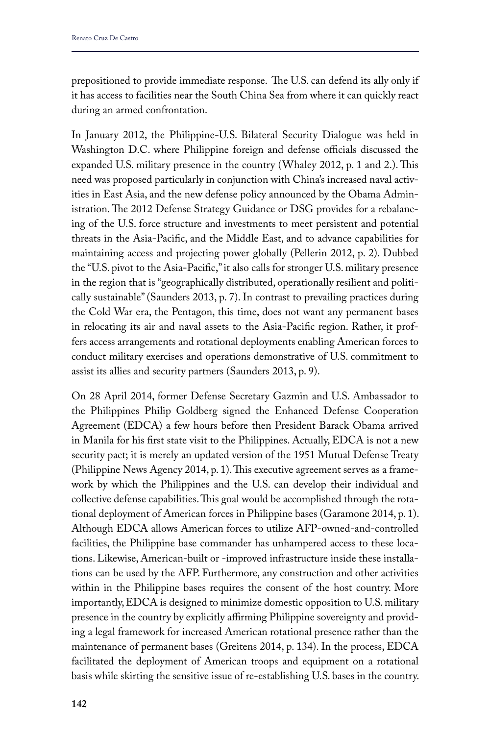prepositioned to provide immediate response. The U.S. can defend its ally only if it has access to facilities near the South China Sea from where it can quickly react during an armed confrontation.

In January 2012, the Philippine-U.S. Bilateral Security Dialogue was held in Washington D.C. where Philippine foreign and defense officials discussed the expanded U.S. military presence in the country (Whaley 2012, p. 1 and 2.). This need was proposed particularly in conjunction with China's increased naval activities in East Asia, and the new defense policy announced by the Obama Administration. The 2012 Defense Strategy Guidance or DSG provides for a rebalancing of the U.S. force structure and investments to meet persistent and potential threats in the Asia-Pacific, and the Middle East, and to advance capabilities for maintaining access and projecting power globally (Pellerin 2012, p. 2). Dubbed the "U.S. pivot to the Asia-Pacific," it also calls for stronger U.S. military presence in the region that is "geographically distributed, operationally resilient and politically sustainable" (Saunders 2013, p. 7). In contrast to prevailing practices during the Cold War era, the Pentagon, this time, does not want any permanent bases in relocating its air and naval assets to the Asia-Pacific region. Rather, it proffers access arrangements and rotational deployments enabling American forces to conduct military exercises and operations demonstrative of U.S. commitment to assist its allies and security partners (Saunders 2013, p. 9).

On 28 April 2014, former Defense Secretary Gazmin and U.S. Ambassador to the Philippines Philip Goldberg signed the Enhanced Defense Cooperation Agreement (EDCA) a few hours before then President Barack Obama arrived in Manila for his first state visit to the Philippines. Actually, EDCA is not a new security pact; it is merely an updated version of the 1951 Mutual Defense Treaty (Philippine News Agency 2014, p. 1). This executive agreement serves as a framework by which the Philippines and the U.S. can develop their individual and collective defense capabilities. This goal would be accomplished through the rotational deployment of American forces in Philippine bases (Garamone 2014, p. 1). Although EDCA allows American forces to utilize AFP-owned-and-controlled facilities, the Philippine base commander has unhampered access to these locations. Likewise, American-built or -improved infrastructure inside these installations can be used by the AFP. Furthermore, any construction and other activities within in the Philippine bases requires the consent of the host country. More importantly, EDCA is designed to minimize domestic opposition to U.S. military presence in the country by explicitly affirming Philippine sovereignty and providing a legal framework for increased American rotational presence rather than the maintenance of permanent bases (Greitens 2014, p. 134). In the process, EDCA facilitated the deployment of American troops and equipment on a rotational basis while skirting the sensitive issue of re-establishing U.S. bases in the country.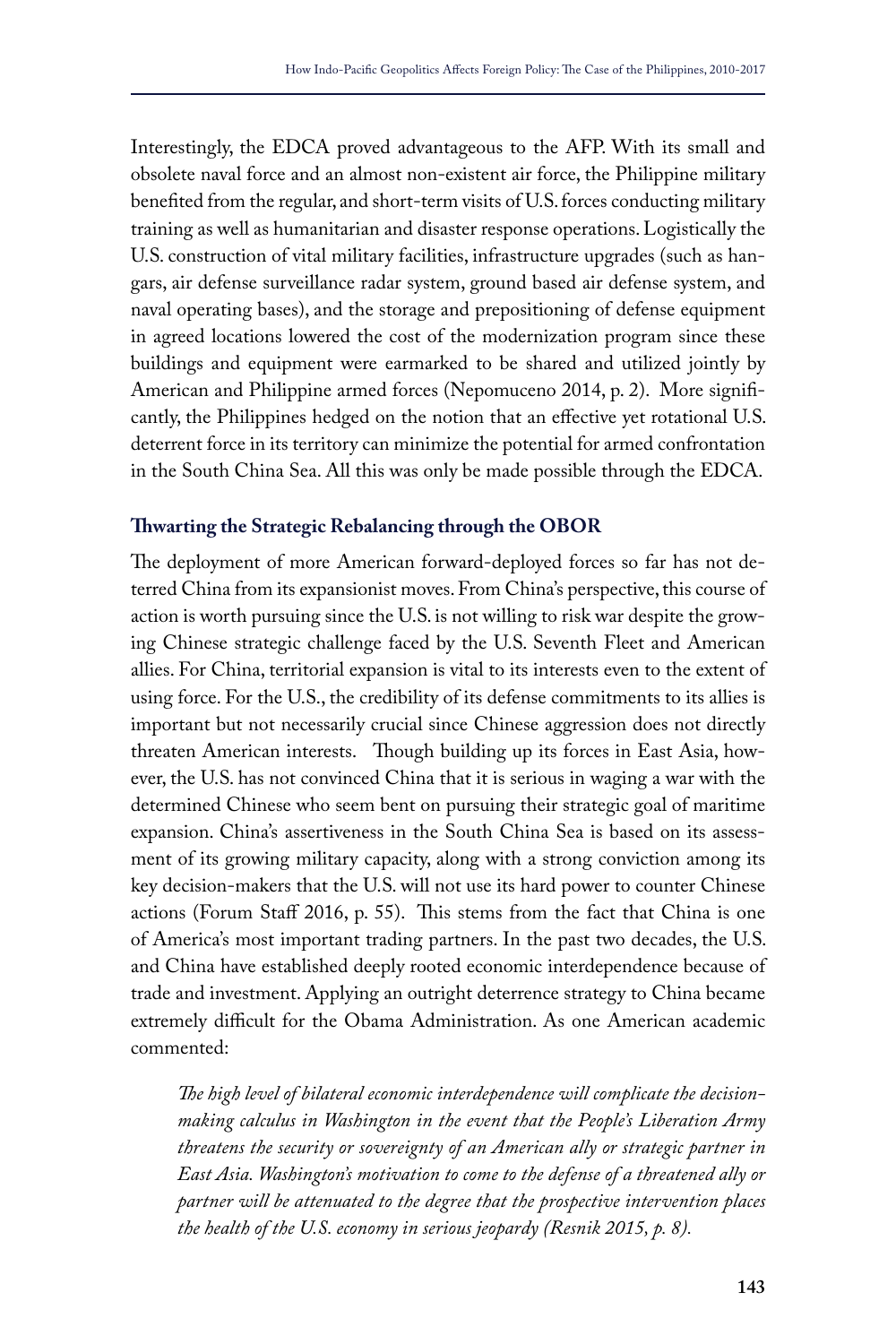Interestingly, the EDCA proved advantageous to the AFP. With its small and obsolete naval force and an almost non-existent air force, the Philippine military benefited from the regular, and short-term visits of U.S. forces conducting military training as well as humanitarian and disaster response operations. Logistically the U.S. construction of vital military facilities, infrastructure upgrades (such as hangars, air defense surveillance radar system, ground based air defense system, and naval operating bases), and the storage and prepositioning of defense equipment in agreed locations lowered the cost of the modernization program since these buildings and equipment were earmarked to be shared and utilized jointly by American and Philippine armed forces (Nepomuceno 2014, p. 2). More significantly, the Philippines hedged on the notion that an effective yet rotational U.S. deterrent force in its territory can minimize the potential for armed confrontation in the South China Sea. All this was only be made possible through the EDCA.

**Thwarting the Strategic Rebalancing through the OBOR**

The deployment of more American forward-deployed forces so far has not deterred China from its expansionist moves. From China's perspective, this course of action is worth pursuing since the U.S. is not willing to risk war despite the growing Chinese strategic challenge faced by the U.S. Seventh Fleet and American allies. For China, territorial expansion is vital to its interests even to the extent of using force. For the U.S., the credibility of its defense commitments to its allies is important but not necessarily crucial since Chinese aggression does not directly threaten American interests. Though building up its forces in East Asia, however, the U.S. has not convinced China that it is serious in waging a war with the determined Chinese who seem bent on pursuing their strategic goal of maritime expansion. China's assertiveness in the South China Sea is based on its assessment of its growing military capacity, along with a strong conviction among its key decision-makers that the U.S. will not use its hard power to counter Chinese actions (Forum Staff 2016, p. 55). This stems from the fact that China is one of America's most important trading partners. In the past two decades, the U.S. and China have established deeply rooted economic interdependence because of trade and investment. Applying an outright deterrence strategy to China became extremely difficult for the Obama Administration. As one American academic commented:

> *The high level of bilateral economic interdependence will complicate the decision-making calculus in Washington in the event that the People's Liberation Army threatens the security or sovereignty of an American ally or strategic partner in East Asia. Washington's motivation to come to the defense of a threatened ally or partner will be attenuated to the degree that the prospective intervention places the health of the U.S. economy in serious jeopardy (Resnik 2015, p. 8).*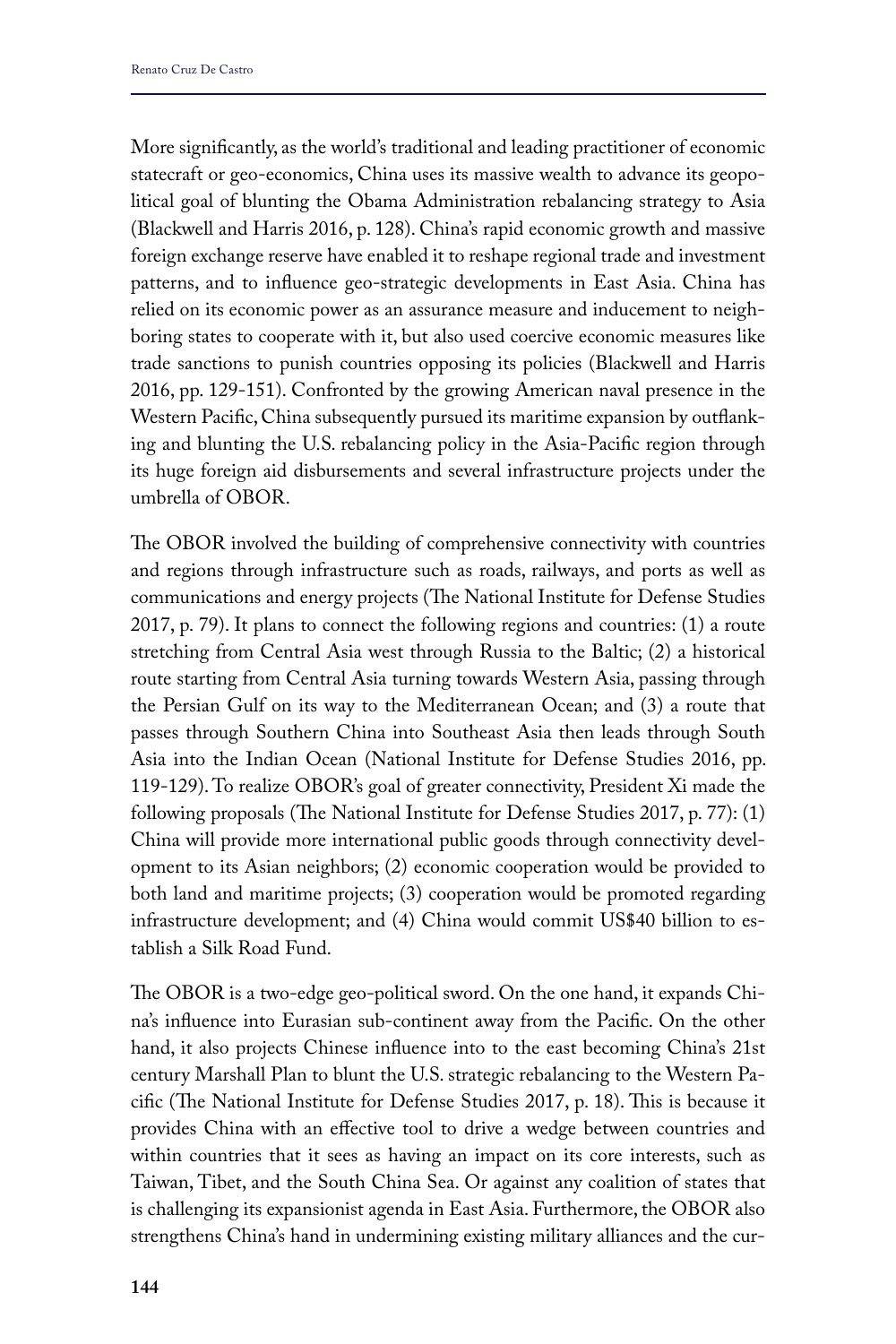More significantly, as the world's traditional and leading practitioner of economic statecraft or geo-economics, China uses its massive wealth to advance its geopolitical goal of blunting the Obama Administration rebalancing strategy to Asia (Blackwell and Harris 2016, p. 128). China's rapid economic growth and massive foreign exchange reserve have enabled it to reshape regional trade and investment patterns, and to influence geo-strategic developments in East Asia. China has relied on its economic power as an assurance measure and inducement to neighboring states to cooperate with it, but also used coercive economic measures like trade sanctions to punish countries opposing its policies (Blackwell and Harris 2016, pp. 129-151). Confronted by the growing American naval presence in the Western Pacific, China subsequently pursued its maritime expansion by outflanking and blunting the U.S. rebalancing policy in the Asia-Pacific region through its huge foreign aid disbursements and several infrastructure projects under the umbrella of OBOR.

The OBOR involved the building of comprehensive connectivity with countries and regions through infrastructure such as roads, railways, and ports as well as communications and energy projects (The National Institute for Defense Studies 2017, p. 79). It plans to connect the following regions and countries: (1) a route stretching from Central Asia west through Russia to the Baltic; (2) a historical route starting from Central Asia turning towards Western Asia, passing through the Persian Gulf on its way to the Mediterranean Ocean; and (3) a route that passes through Southern China into Southeast Asia then leads through South Asia into the Indian Ocean (National Institute for Defense Studies 2016, pp. 119-129). To realize OBOR's goal of greater connectivity, President Xi made the following proposals (The National Institute for Defense Studies 2017, p. 77): (1) China will provide more international public goods through connectivity development to its Asian neighbors; (2) economic cooperation would be provided to both land and maritime projects; (3) cooperation would be promoted regarding infrastructure development; and (4) China would commit US$40 billion to establish a Silk Road Fund.

The OBOR is a two-edge geo-political sword. On the one hand, it expands China's influence into Eurasian sub-continent away from the Pacific. On the other hand, it also projects Chinese influence into to the east becoming China's 21st century Marshall Plan to blunt the U.S. strategic rebalancing to the Western Pacific (The National Institute for Defense Studies 2017, p. 18). This is because it provides China with an effective tool to drive a wedge between countries and within countries that it sees as having an impact on its core interests, such as Taiwan, Tibet, and the South China Sea. Or against any coalition of states that is challenging its expansionist agenda in East Asia. Furthermore, the OBOR also strengthens China's hand in undermining existing military alliances and the cur-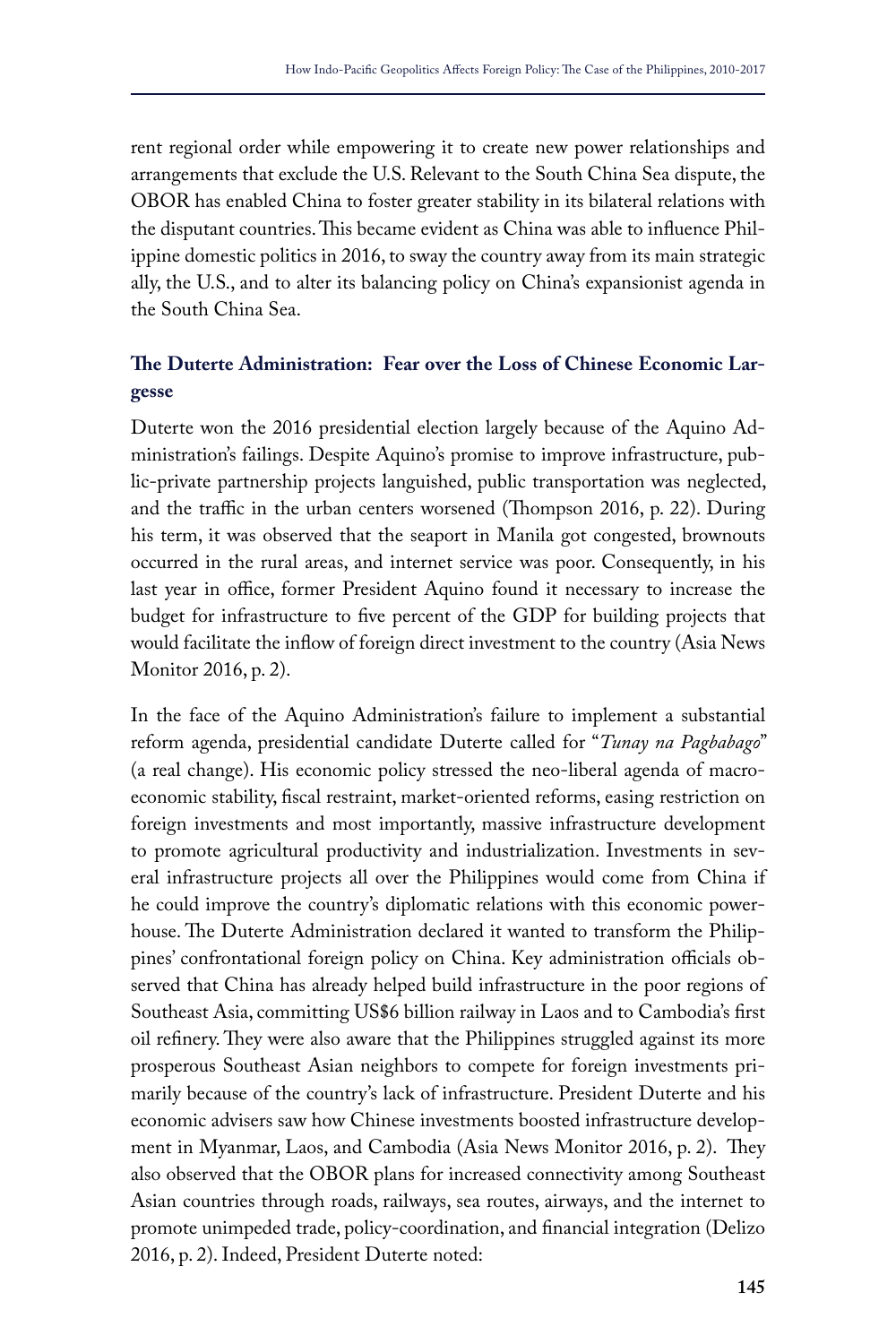rent regional order while empowering it to create new power relationships and arrangements that exclude the U.S. Relevant to the South China Sea dispute, the OBOR has enabled China to foster greater stability in its bilateral relations with the disputant countries. This became evident as China was able to influence Philippine domestic politics in 2016, to sway the country away from its main strategic ally, the U.S., and to alter its balancing policy on China's expansionist agenda in the South China Sea.

## The Duterte Administration: Fear over the Loss of Chinese Economic Largesse

Duterte won the 2016 presidential election largely because of the Aquino Administration's failings. Despite Aquino's promise to improve infrastructure, public-private partnership projects languished, public transportation was neglected, and the traffic in the urban centers worsened (Thompson 2016, p. 22). During his term, it was observed that the seaport in Manila got congested, brownouts occurred in the rural areas, and internet service was poor. Consequently, in his last year in office, former President Aquino found it necessary to increase the budget for infrastructure to five percent of the GDP for building projects that would facilitate the inflow of foreign direct investment to the country (Asia News Monitor 2016, p. 2).

In the face of the Aquino Administration's failure to implement a substantial reform agenda, presidential candidate Duterte called for "*Tunay na Pagbabago*" (a real change). His economic policy stressed the neo-liberal agenda of macroeconomic stability, fiscal restraint, market-oriented reforms, easing restriction on foreign investments and most importantly, massive infrastructure development to promote agricultural productivity and industrialization. Investments in several infrastructure projects all over the Philippines would come from China if he could improve the country's diplomatic relations with this economic powerhouse. The Duterte Administration declared it wanted to transform the Philippines' confrontational foreign policy on China. Key administration officials observed that China has already helped build infrastructure in the poor regions of Southeast Asia, committing US$6 billion railway in Laos and to Cambodia's first oil refinery. They were also aware that the Philippines struggled against its more prosperous Southeast Asian neighbors to compete for foreign investments primarily because of the country's lack of infrastructure. President Duterte and his economic advisers saw how Chinese investments boosted infrastructure development in Myanmar, Laos, and Cambodia (Asia News Monitor 2016, p. 2). They also observed that the OBOR plans for increased connectivity among Southeast Asian countries through roads, railways, sea routes, airways, and the internet to promote unimpeded trade, policy-coordination, and financial integration (Delizo 2016, p. 2). Indeed, President Duterte noted: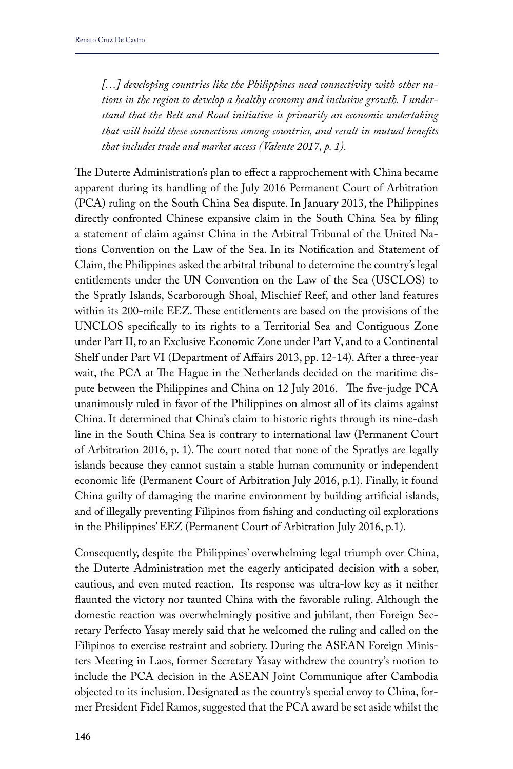*[…] developing countries like the Philippines need connectivity with other nations in the region to develop a healthy economy and inclusive growth. I understand that the Belt and Road initiative is primarily an economic undertaking that will build these connections among countries, and result in mutual benefits that includes trade and market access (Valente 2017, p. 1).*

The Duterte Administration's plan to effect a rapprochement with China became apparent during its handling of the July 2016 Permanent Court of Arbitration (PCA) ruling on the South China Sea dispute. In January 2013, the Philippines directly confronted Chinese expansive claim in the South China Sea by filing a statement of claim against China in the Arbitral Tribunal of the United Nations Convention on the Law of the Sea. In its Notification and Statement of Claim, the Philippines asked the arbitral tribunal to determine the country's legal entitlements under the UN Convention on the Law of the Sea (USCLOS) to the Spratly Islands, Scarborough Shoal, Mischief Reef, and other land features within its 200-mile EEZ. These entitlements are based on the provisions of the UNCLOS specifically to its rights to a Territorial Sea and Contiguous Zone under Part II, to an Exclusive Economic Zone under Part V, and to a Continental Shelf under Part VI (Department of Affairs 2013, pp. 12-14). After a three-year wait, the PCA at The Hague in the Netherlands decided on the maritime dispute between the Philippines and China on 12 July 2016. The five-judge PCA unanimously ruled in favor of the Philippines on almost all of its claims against China. It determined that China's claim to historic rights through its nine-dash line in the South China Sea is contrary to international law (Permanent Court of Arbitration 2016, p. 1). The court noted that none of the Spratlys are legally islands because they cannot sustain a stable human community or independent economic life (Permanent Court of Arbitration July 2016, p.1). Finally, it found China guilty of damaging the marine environment by building artificial islands, and of illegally preventing Filipinos from fishing and conducting oil explorations in the Philippines' EEZ (Permanent Court of Arbitration July 2016, p.1).

Consequently, despite the Philippines' overwhelming legal triumph over China, the Duterte Administration met the eagerly anticipated decision with a sober, cautious, and even muted reaction. Its response was ultra-low key as it neither flaunted the victory nor taunted China with the favorable ruling. Although the domestic reaction was overwhelmingly positive and jubilant, then Foreign Secretary Perfecto Yasay merely said that he welcomed the ruling and called on the Filipinos to exercise restraint and sobriety. During the ASEAN Foreign Ministers Meeting in Laos, former Secretary Yasay withdrew the country's motion to include the PCA decision in the ASEAN Joint Communique after Cambodia objected to its inclusion. Designated as the country's special envoy to China, former President Fidel Ramos, suggested that the PCA award be set aside whilst the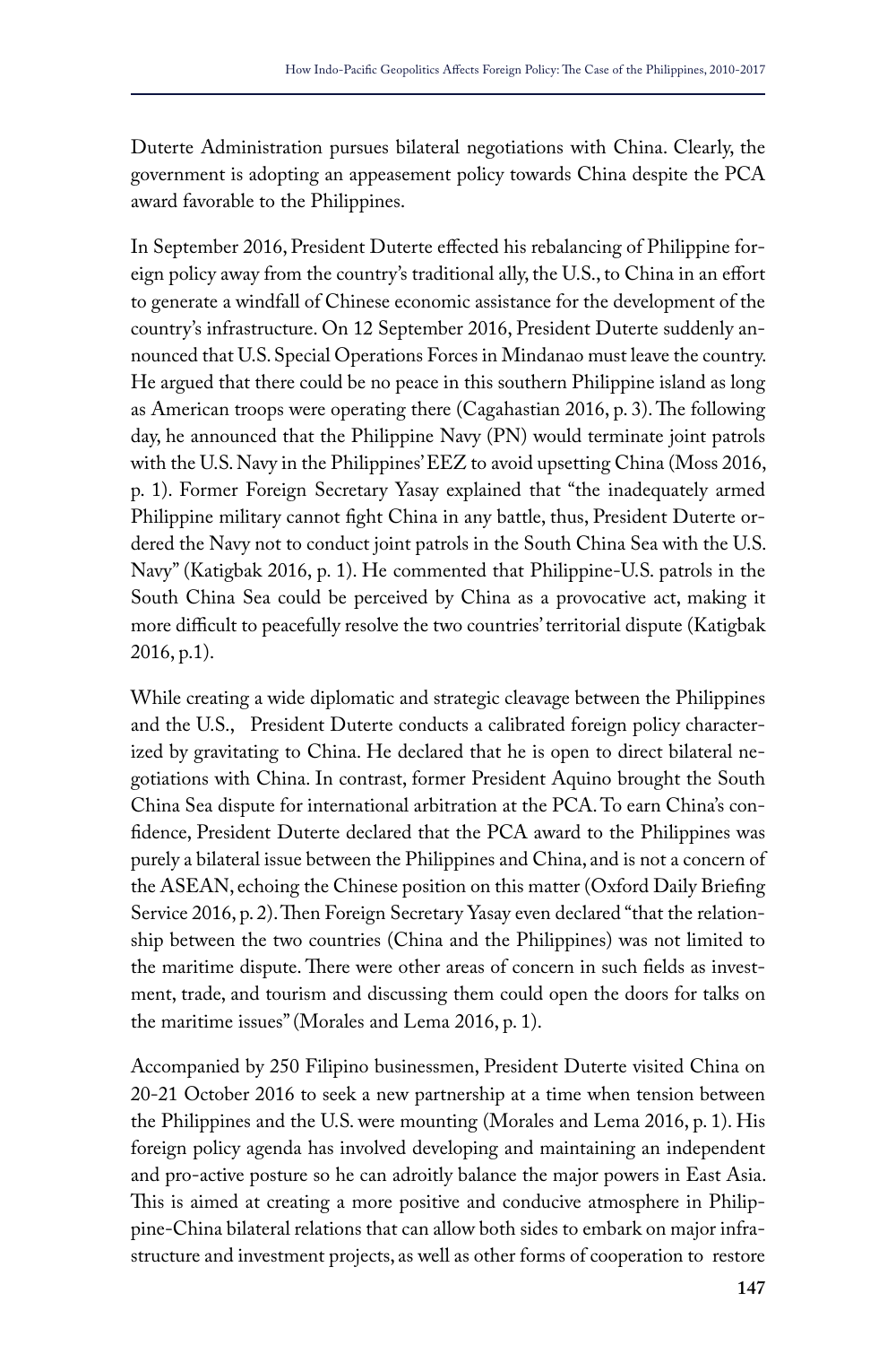Duterte Administration pursues bilateral negotiations with China. Clearly, the government is adopting an appeasement policy towards China despite the PCA award favorable to the Philippines.

In September 2016, President Duterte effected his rebalancing of Philippine foreign policy away from the country's traditional ally, the U.S., to China in an effort to generate a windfall of Chinese economic assistance for the development of the country's infrastructure. On 12 September 2016, President Duterte suddenly announced that U.S. Special Operations Forces in Mindanao must leave the country. He argued that there could be no peace in this southern Philippine island as long as American troops were operating there (Cagahastian 2016, p. 3). The following day, he announced that the Philippine Navy (PN) would terminate joint patrols with the U.S. Navy in the Philippines' EEZ to avoid upsetting China (Moss 2016, p. 1). Former Foreign Secretary Yasay explained that "the inadequately armed Philippine military cannot fight China in any battle, thus, President Duterte ordered the Navy not to conduct joint patrols in the South China Sea with the U.S. Navy" (Katigbak 2016, p. 1). He commented that Philippine-U.S. patrols in the South China Sea could be perceived by China as a provocative act, making it more difficult to peacefully resolve the two countries' territorial dispute (Katigbak 2016, p.1).

While creating a wide diplomatic and strategic cleavage between the Philippines and the U.S., President Duterte conducts a calibrated foreign policy characterized by gravitating to China. He declared that he is open to direct bilateral negotiations with China. In contrast, former President Aquino brought the South China Sea dispute for international arbitration at the PCA. To earn China's confidence, President Duterte declared that the PCA award to the Philippines was purely a bilateral issue between the Philippines and China, and is not a concern of the ASEAN, echoing the Chinese position on this matter (Oxford Daily Briefing Service 2016, p. 2). Then Foreign Secretary Yasay even declared "that the relationship between the two countries (China and the Philippines) was not limited to the maritime dispute. There were other areas of concern in such fields as investment, trade, and tourism and discussing them could open the doors for talks on the maritime issues" (Morales and Lema 2016, p. 1).

Accompanied by 250 Filipino businessmen, President Duterte visited China on 20-21 October 2016 to seek a new partnership at a time when tension between the Philippines and the U.S. were mounting (Morales and Lema 2016, p. 1). His foreign policy agenda has involved developing and maintaining an independent and pro-active posture so he can adroitly balance the major powers in East Asia. This is aimed at creating a more positive and conducive atmosphere in Philippine-China bilateral relations that can allow both sides to embark on major infrastructure and investment projects, as well as other forms of cooperation to restore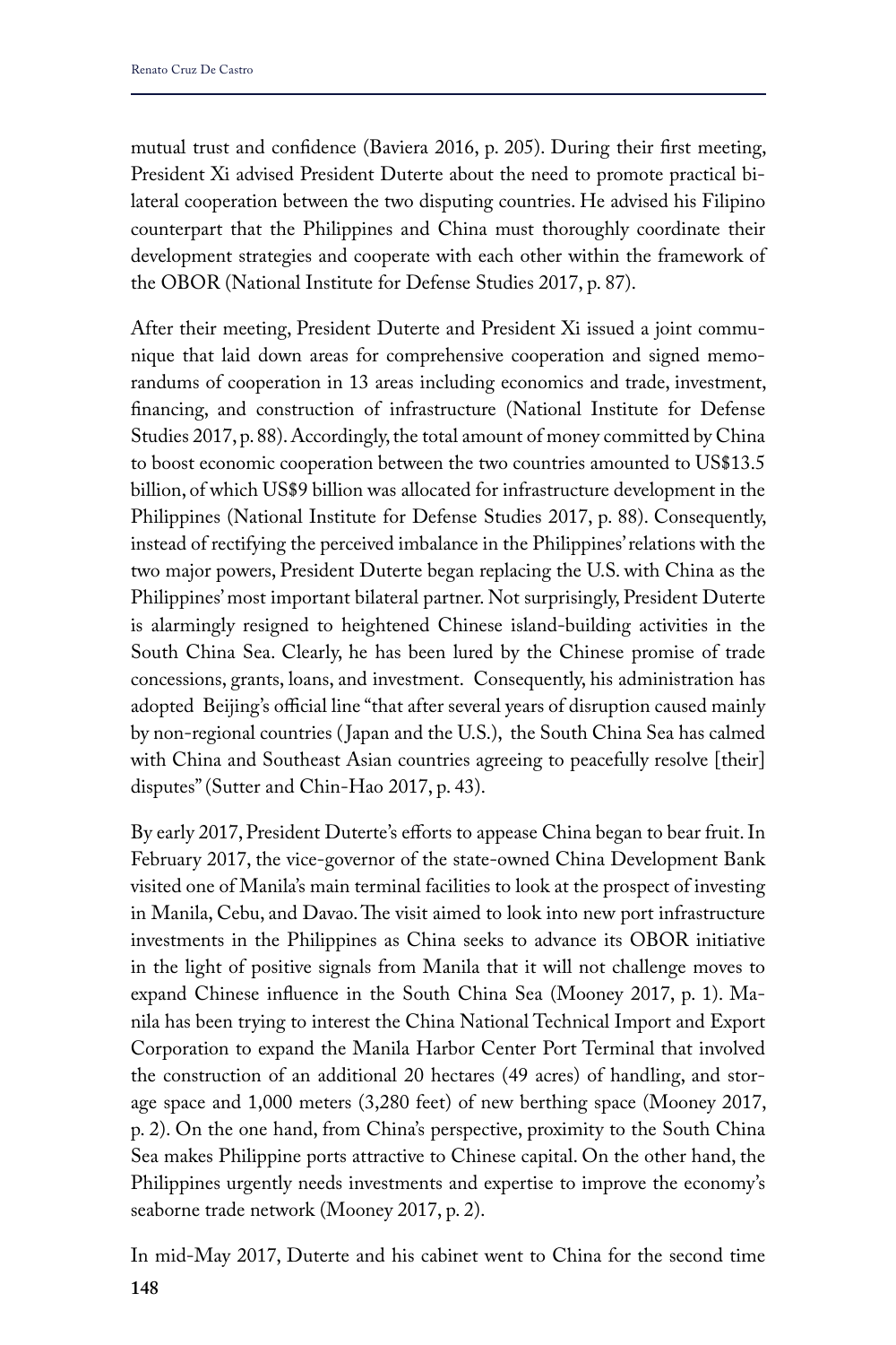mutual trust and confidence (Baviera 2016, p. 205). During their first meeting, President Xi advised President Duterte about the need to promote practical bilateral cooperation between the two disputing countries. He advised his Filipino counterpart that the Philippines and China must thoroughly coordinate their development strategies and cooperate with each other within the framework of the OBOR (National Institute for Defense Studies 2017, p. 87).

After their meeting, President Duterte and President Xi issued a joint communique that laid down areas for comprehensive cooperation and signed memorandums of cooperation in 13 areas including economics and trade, investment, financing, and construction of infrastructure (National Institute for Defense Studies 2017, p. 88). Accordingly, the total amount of money committed by China to boost economic cooperation between the two countries amounted to US$13.5 billion, of which US$9 billion was allocated for infrastructure development in the Philippines (National Institute for Defense Studies 2017, p. 88). Consequently, instead of rectifying the perceived imbalance in the Philippines' relations with the two major powers, President Duterte began replacing the U.S. with China as the Philippines' most important bilateral partner. Not surprisingly, President Duterte is alarmingly resigned to heightened Chinese island-building activities in the South China Sea. Clearly, he has been lured by the Chinese promise of trade concessions, grants, loans, and investment. Consequently, his administration has adopted Beijing's official line "that after several years of disruption caused mainly by non-regional countries (Japan and the U.S.), the South China Sea has calmed with China and Southeast Asian countries agreeing to peacefully resolve [their] disputes" (Sutter and Chin-Hao 2017, p. 43).

By early 2017, President Duterte's efforts to appease China began to bear fruit. In February 2017, the vice-governor of the state-owned China Development Bank visited one of Manila's main terminal facilities to look at the prospect of investing in Manila, Cebu, and Davao. The visit aimed to look into new port infrastructure investments in the Philippines as China seeks to advance its OBOR initiative in the light of positive signals from Manila that it will not challenge moves to expand Chinese influence in the South China Sea (Mooney 2017, p. 1). Manila has been trying to interest the China National Technical Import and Export Corporation to expand the Manila Harbor Center Port Terminal that involved the construction of an additional 20 hectares (49 acres) of handling, and storage space and 1,000 meters (3,280 feet) of new berthing space (Mooney 2017, p. 2). On the one hand, from China's perspective, proximity to the South China Sea makes Philippine ports attractive to Chinese capital. On the other hand, the Philippines urgently needs investments and expertise to improve the economy's seaborne trade network (Mooney 2017, p. 2).

In mid-May 2017, Duterte and his cabinet went to China for the second time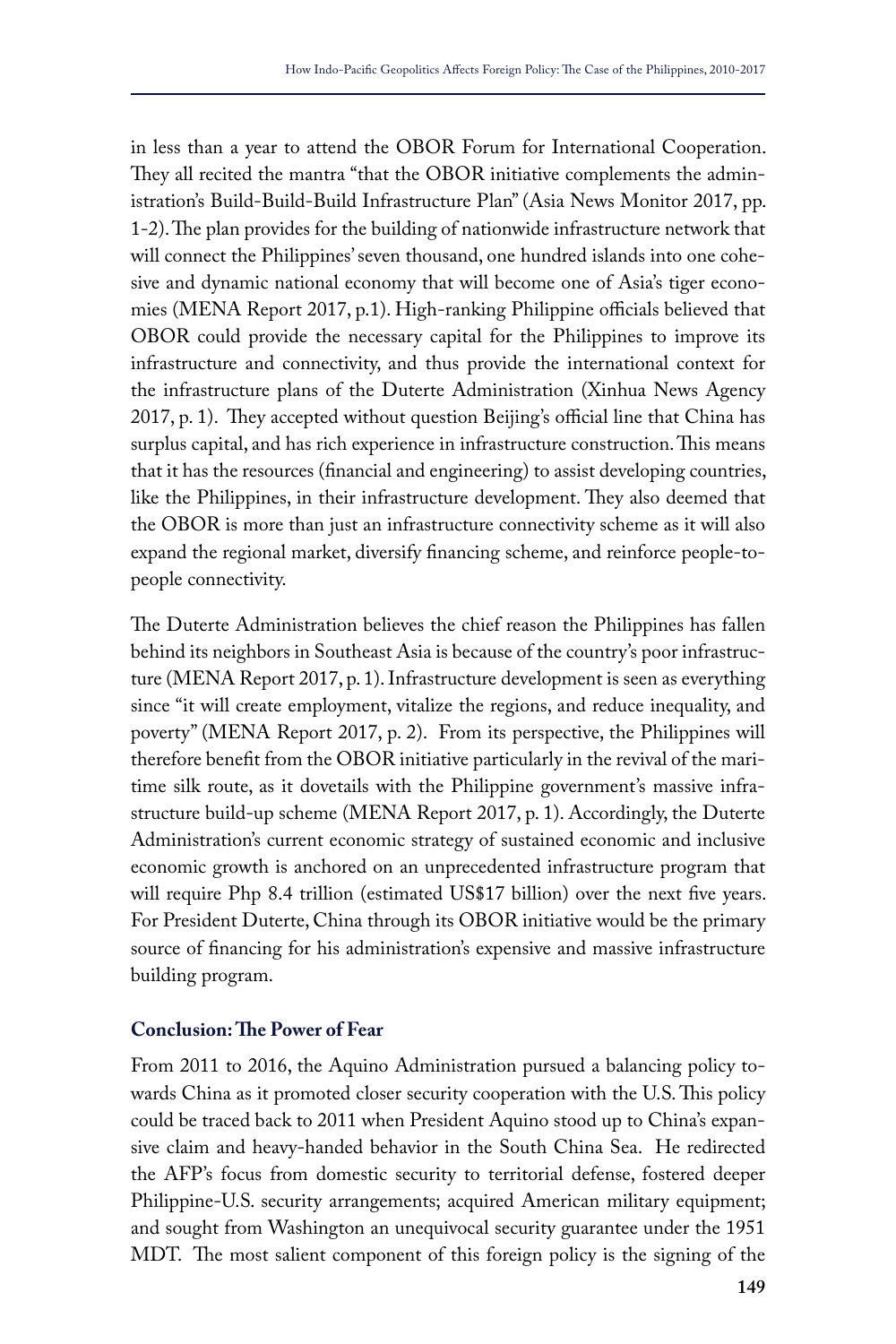in less than a year to attend the OBOR Forum for International Cooperation. They all recited the mantra "that the OBOR initiative complements the administration's Build-Build-Build Infrastructure Plan" (Asia News Monitor 2017, pp. 1-2). The plan provides for the building of nationwide infrastructure network that will connect the Philippines' seven thousand, one hundred islands into one cohesive and dynamic national economy that will become one of Asia's tiger economies (MENA Report 2017, p.1). High-ranking Philippine officials believed that OBOR could provide the necessary capital for the Philippines to improve its infrastructure and connectivity, and thus provide the international context for the infrastructure plans of the Duterte Administration (Xinhua News Agency 2017, p. 1). They accepted without question Beijing's official line that China has surplus capital, and has rich experience in infrastructure construction. This means that it has the resources (financial and engineering) to assist developing countries, like the Philippines, in their infrastructure development. They also deemed that the OBOR is more than just an infrastructure connectivity scheme as it will also expand the regional market, diversify financing scheme, and reinforce people-to-people connectivity.

The Duterte Administration believes the chief reason the Philippines has fallen behind its neighbors in Southeast Asia is because of the country's poor infrastructure (MENA Report 2017, p. 1). Infrastructure development is seen as everything since "it will create employment, vitalize the regions, and reduce inequality, and poverty" (MENA Report 2017, p. 2). From its perspective, the Philippines will therefore benefit from the OBOR initiative particularly in the revival of the maritime silk route, as it dovetails with the Philippine government's massive infrastructure build-up scheme (MENA Report 2017, p. 1). Accordingly, the Duterte Administration's current economic strategy of sustained economic and inclusive economic growth is anchored on an unprecedented infrastructure program that will require Php 8.4 trillion (estimated US$17 billion) over the next five years. For President Duterte, China through its OBOR initiative would be the primary source of financing for his administration's expensive and massive infrastructure building program.

## Conclusion: The Power of Fear

From 2011 to 2016, the Aquino Administration pursued a balancing policy towards China as it promoted closer security cooperation with the U.S. This policy could be traced back to 2011 when President Aquino stood up to China's expansive claim and heavy-handed behavior in the South China Sea. He redirected the AFP's focus from domestic security to territorial defense, fostered deeper Philippine-U.S. security arrangements; acquired American military equipment; and sought from Washington an unequivocal security guarantee under the 1951 MDT. The most salient component of this foreign policy is the signing of the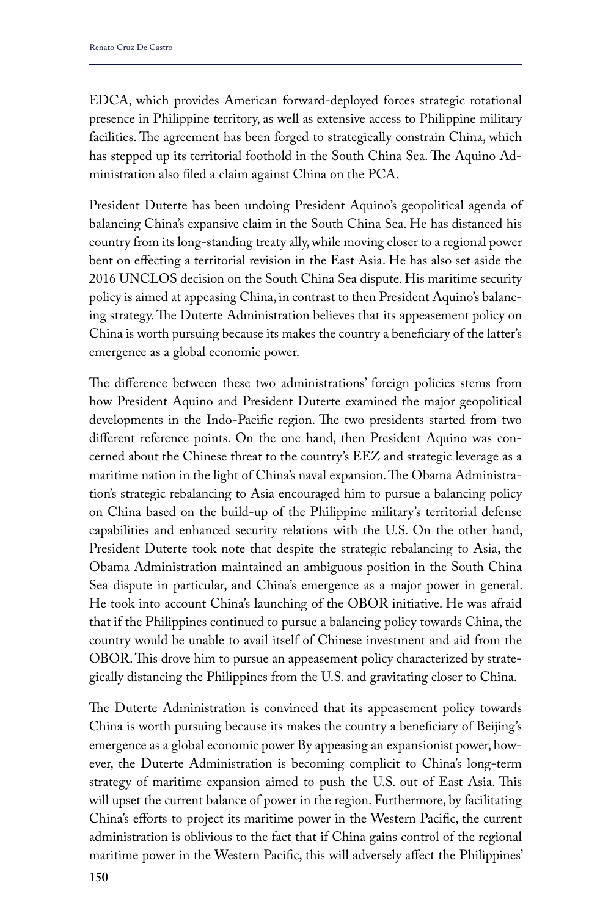EDCA, which provides American forward-deployed forces strategic rotational presence in Philippine territory, as well as extensive access to Philippine military facilities. The agreement has been forged to strategically constrain China, which has stepped up its territorial foothold in the South China Sea. The Aquino Administration also filed a claim against China on the PCA.

President Duterte has been undoing President Aquino's geopolitical agenda of balancing China's expansive claim in the South China Sea. He has distanced his country from its long-standing treaty ally, while moving closer to a regional power bent on effecting a territorial revision in the East Asia. He has also set aside the 2016 UNCLOS decision on the South China Sea dispute. His maritime security policy is aimed at appeasing China, in contrast to then President Aquino's balancing strategy. The Duterte Administration believes that its appeasement policy on China is worth pursuing because its makes the country a beneficiary of the latter's emergence as a global economic power.

The difference between these two administrations' foreign policies stems from how President Aquino and President Duterte examined the major geopolitical developments in the Indo-Pacific region. The two presidents started from two different reference points. On the one hand, then President Aquino was concerned about the Chinese threat to the country's EEZ and strategic leverage as a maritime nation in the light of China's naval expansion. The Obama Administration's strategic rebalancing to Asia encouraged him to pursue a balancing policy on China based on the build-up of the Philippine military's territorial defense capabilities and enhanced security relations with the U.S. On the other hand, President Duterte took note that despite the strategic rebalancing to Asia, the Obama Administration maintained an ambiguous position in the South China Sea dispute in particular, and China's emergence as a major power in general. He took into account China's launching of the OBOR initiative. He was afraid that if the Philippines continued to pursue a balancing policy towards China, the country would be unable to avail itself of Chinese investment and aid from the OBOR. This drove him to pursue an appeasement policy characterized by strategically distancing the Philippines from the U.S. and gravitating closer to China.

The Duterte Administration is convinced that its appeasement policy towards China is worth pursuing because its makes the country a beneficiary of Beijing's emergence as a global economic power By appeasing an expansionist power, however, the Duterte Administration is becoming complicit to China's long-term strategy of maritime expansion aimed to push the U.S. out of East Asia. This will upset the current balance of power in the region. Furthermore, by facilitating China's efforts to project its maritime power in the Western Pacific, the current administration is oblivious to the fact that if China gains control of the regional maritime power in the Western Pacific, this will adversely affect the Philippines'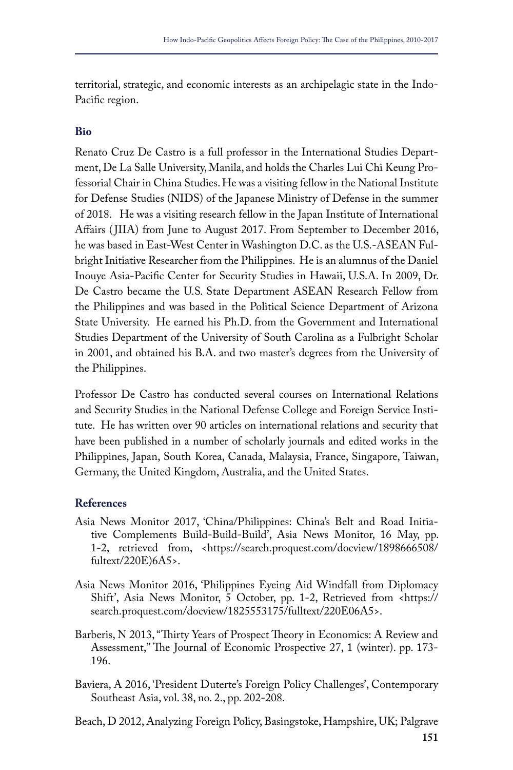territorial, strategic, and economic interests as an archipelagic state in the Indo-Pacific region.

### Bio

Renato Cruz De Castro is a full professor in the International Studies Department, De La Salle University, Manila, and holds the Charles Lui Chi Keung Professorial Chair in China Studies. He was a visiting fellow in the National Institute for Defense Studies (NIDS) of the Japanese Ministry of Defense in the summer of 2018. He was a visiting research fellow in the Japan Institute of International Affairs (JIIA) from June to August 2017. From September to December 2016, he was based in East-West Center in Washington D.C. as the U.S.-ASEAN Fulbright Initiative Researcher from the Philippines. He is an alumnus of the Daniel Inouye Asia-Pacific Center for Security Studies in Hawaii, U.S.A. In 2009, Dr. De Castro became the U.S. State Department ASEAN Research Fellow from the Philippines and was based in the Political Science Department of Arizona State University. He earned his Ph.D. from the Government and International Studies Department of the University of South Carolina as a Fulbright Scholar in 2001, and obtained his B.A. and two master's degrees from the University of the Philippines.

Professor De Castro has conducted several courses on International Relations and Security Studies in the National Defense College and Foreign Service Institute. He has written over 90 articles on international relations and security that have been published in a number of scholarly journals and edited works in the Philippines, Japan, South Korea, Canada, Malaysia, France, Singapore, Taiwan, Germany, the United Kingdom, Australia, and the United States.

### References

Asia News Monitor 2017, 'China/Philippines: China's Belt and Road Initiative Complements Build-Build-Build', Asia News Monitor, 16 May, pp. 1-2, retrieved from, <https://search.proquest.com/docview/1898666508/fultext/220E)6A5>.

Asia News Monitor 2016, 'Philippines Eyeing Aid Windfall from Diplomacy Shift', Asia News Monitor, 5 October, pp. 1-2, Retrieved from <https://search.proquest.com/docview/1825553175/fulltext/220E06A5>.

Barberis, N 2013, "Thirty Years of Prospect Theory in Economics: A Review and Assessment," The Journal of Economic Prospective 27, 1 (winter). pp. 173-196.

Baviera, A 2016, 'President Duterte's Foreign Policy Challenges', Contemporary Southeast Asia, vol. 38, no. 2., pp. 202-208.

Beach, D 2012, Analyzing Foreign Policy, Basingstoke, Hampshire, UK; Palgrave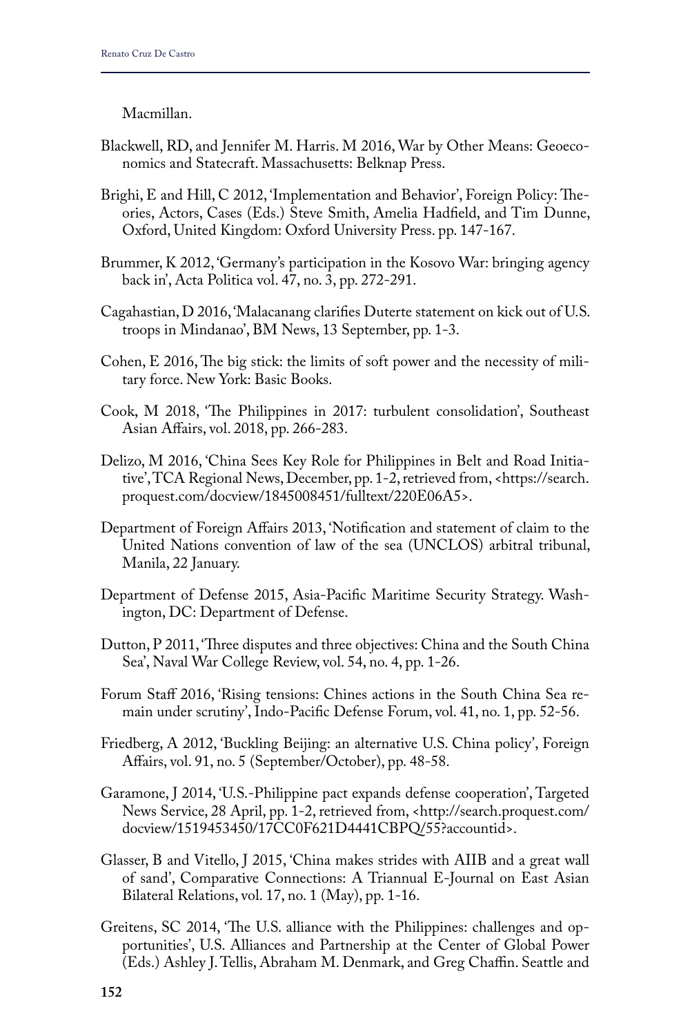Macmillan.

Blackwell, RD, and Jennifer M. Harris. M 2016, War by Other Means: Geoeconomics and Statecraft. Massachusetts: Belknap Press.

Brighi, E and Hill, C 2012, 'Implementation and Behavior', Foreign Policy: Theories, Actors, Cases (Eds.) Steve Smith, Amelia Hadfield, and Tim Dunne, Oxford, United Kingdom: Oxford University Press. pp. 147-167.

Brummer, K 2012, 'Germany's participation in the Kosovo War: bringing agency back in', Acta Politica vol. 47, no. 3, pp. 272-291.

Cagahastian, D 2016, 'Malacanang clarifies Duterte statement on kick out of U.S. troops in Mindanao', BM News, 13 September, pp. 1-3.

Cohen, E 2016, The big stick: the limits of soft power and the necessity of military force. New York: Basic Books.

Cook, M 2018, 'The Philippines in 2017: turbulent consolidation', Southeast Asian Affairs, vol. 2018, pp. 266-283.

Delizo, M 2016, 'China Sees Key Role for Philippines in Belt and Road Initiative', TCA Regional News, December, pp. 1-2, retrieved from, <https://search.proquest.com/docview/1845008451/fulltext/220E06A5>.

Department of Foreign Affairs 2013, 'Notification and statement of claim to the United Nations convention of law of the sea (UNCLOS) arbitral tribunal, Manila, 22 January.

Department of Defense 2015, Asia-Pacific Maritime Security Strategy. Washington, DC: Department of Defense.

Dutton, P 2011, 'Three disputes and three objectives: China and the South China Sea', Naval War College Review, vol. 54, no. 4, pp. 1-26.

Forum Staff 2016, 'Rising tensions: Chines actions in the South China Sea remain under scrutiny', Indo-Pacific Defense Forum, vol. 41, no. 1, pp. 52-56.

Friedberg, A 2012, 'Buckling Beijing: an alternative U.S. China policy', Foreign Affairs, vol. 91, no. 5 (September/October), pp. 48-58.

Garamone, J 2014, 'U.S.-Philippine pact expands defense cooperation', Targeted News Service, 28 April, pp. 1-2, retrieved from, <http://search.proquest.com/docview/1519453450/17CC0F621D4441CBPQ/55?accountid>.

Glasser, B and Vitello, J 2015, 'China makes strides with AIIB and a great wall of sand', Comparative Connections: A Triannual E-Journal on East Asian Bilateral Relations, vol. 17, no. 1 (May), pp. 1-16.

Greitens, SC 2014, 'The U.S. alliance with the Philippines: challenges and opportunities', U.S. Alliances and Partnership at the Center of Global Power (Eds.) Ashley J. Tellis, Abraham M. Denmark, and Greg Chaffin. Seattle and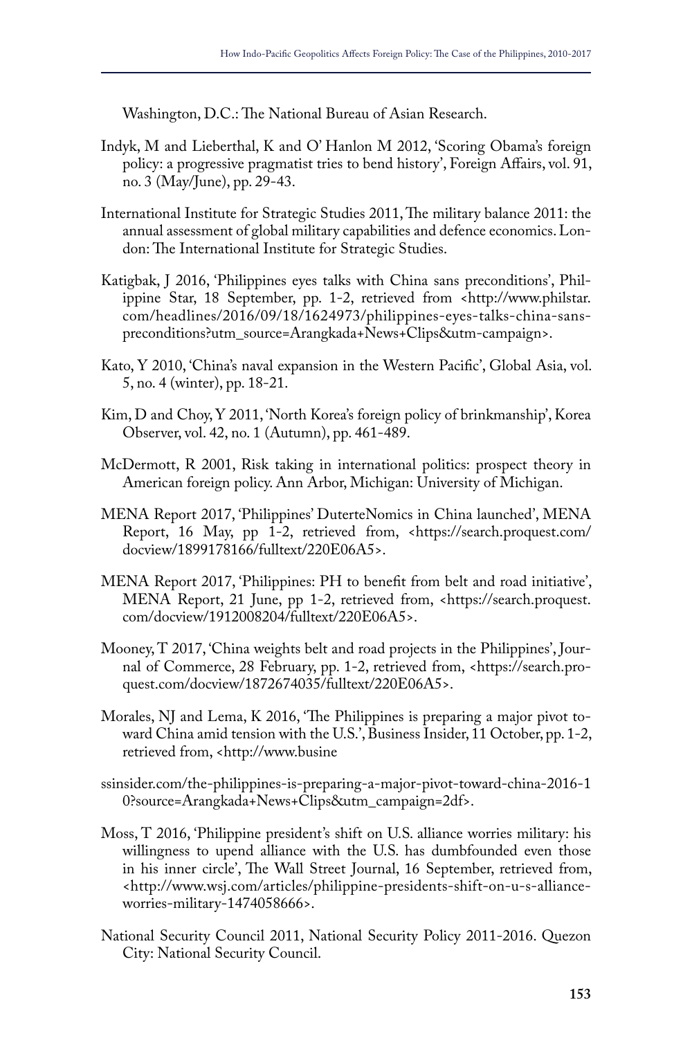Washington, D.C.: The National Bureau of Asian Research.

Indyk, M and Lieberthal, K and O' Hanlon M 2012, 'Scoring Obama's foreign policy: a progressive pragmatist tries to bend history', Foreign Affairs, vol. 91, no. 3 (May/June), pp. 29-43.

International Institute for Strategic Studies 2011, The military balance 2011: the annual assessment of global military capabilities and defence economics. London: The International Institute for Strategic Studies.

Katigbak, J 2016, 'Philippines eyes talks with China sans preconditions', Philippine Star, 18 September, pp. 1-2, retrieved from <http://www.philstar.com/headlines/2016/09/18/1624973/philippines-eyes-talks-china-sans-preconditions?utm_source=Arangkada+News+Clips&utm-campaign>.

Kato, Y 2010, 'China's naval expansion in the Western Pacific', Global Asia, vol. 5, no. 4 (winter), pp. 18-21.

Kim, D and Choy, Y 2011, 'North Korea's foreign policy of brinkmanship', Korea Observer, vol. 42, no. 1 (Autumn), pp. 461-489.

McDermott, R 2001, Risk taking in international politics: prospect theory in American foreign policy. Ann Arbor, Michigan: University of Michigan.

MENA Report 2017, 'Philippines' DuterteNomics in China launched', MENA Report, 16 May, pp 1-2, retrieved from, <https://search.proquest.com/docview/1899178166/fulltext/220E06A5>.

MENA Report 2017, 'Philippines: PH to benefit from belt and road initiative', MENA Report, 21 June, pp 1-2, retrieved from, <https://search.proquest.com/docview/1912008204/fulltext/220E06A5>.

Mooney, T 2017, 'China weights belt and road projects in the Philippines', Journal of Commerce, 28 February, pp. 1-2, retrieved from, <https://search.proquest.com/docview/1872674035/fulltext/220E06A5>.

Morales, NJ and Lema, K 2016, 'The Philippines is preparing a major pivot toward China amid tension with the U.S.', Business Insider, 11 October, pp. 1-2, retrieved from, <http://www.busine

ssinsider.com/the-philippines-is-preparing-a-major-pivot-toward-china-2016-10?source=Arangkada+News+Clips&utm_campaign=2df>.

Moss, T 2016, 'Philippine president's shift on U.S. alliance worries military: his willingness to upend alliance with the U.S. has dumbfounded even those in his inner circle', The Wall Street Journal, 16 September, retrieved from, <http://www.wsj.com/articles/philippine-presidents-shift-on-u-s-alliance-worries-military-1474058666>.

National Security Council 2011, National Security Policy 2011-2016. Quezon City: National Security Council.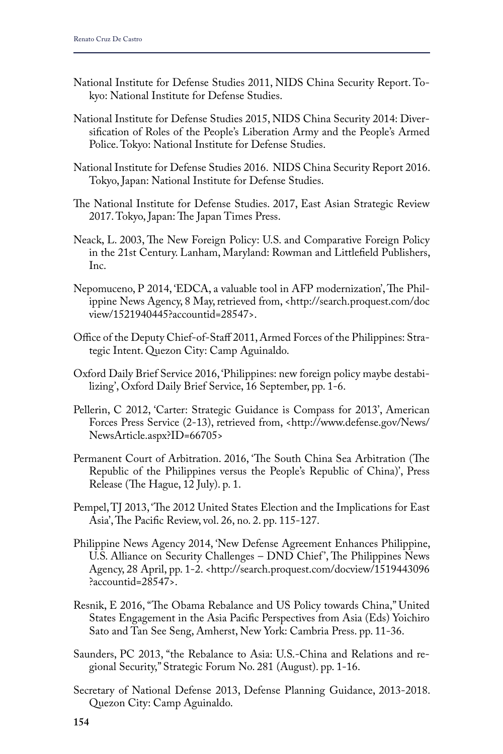National Institute for Defense Studies 2011, NIDS China Security Report. Tokyo: National Institute for Defense Studies.

National Institute for Defense Studies 2015, NIDS China Security 2014: Diversification of Roles of the People's Liberation Army and the People's Armed Police. Tokyo: National Institute for Defense Studies.

National Institute for Defense Studies 2016. NIDS China Security Report 2016. Tokyo, Japan: National Institute for Defense Studies.

The National Institute for Defense Studies. 2017, East Asian Strategic Review 2017. Tokyo, Japan: The Japan Times Press.

Neack, L. 2003, The New Foreign Policy: U.S. and Comparative Foreign Policy in the 21st Century. Lanham, Maryland: Rowman and Littlefield Publishers, Inc.

Nepomuceno, P 2014, 'EDCA, a valuable tool in AFP modernization', The Philippine News Agency, 8 May, retrieved from, <http://search.proquest.com/docview/1521940445?accountid=28547>.

Office of the Deputy Chief-of-Staff 2011, Armed Forces of the Philippines: Strategic Intent. Quezon City: Camp Aguinaldo.

Oxford Daily Brief Service 2016, 'Philippines: new foreign policy maybe destabilizing', Oxford Daily Brief Service, 16 September, pp. 1-6.

Pellerin, C 2012, 'Carter: Strategic Guidance is Compass for 2013', American Forces Press Service (2-13), retrieved from, <http://www.defense.gov/News/NewsArticle.aspx?ID=66705>

Permanent Court of Arbitration. 2016, 'The South China Sea Arbitration (The Republic of the Philippines versus the People's Republic of China)', Press Release (The Hague, 12 July). p. 1.

Pempel, TJ 2013, 'The 2012 United States Election and the Implications for East Asia', The Pacific Review, vol. 26, no. 2. pp. 115-127.

Philippine News Agency 2014, 'New Defense Agreement Enhances Philippine, U.S. Alliance on Security Challenges – DND Chief', The Philippines News Agency, 28 April, pp. 1-2. <http://search.proquest.com/docview/1519443096?accountid=28547>.

Resnik, E 2016, "The Obama Rebalance and US Policy towards China," United States Engagement in the Asia Pacific Perspectives from Asia (Eds) Yoichiro Sato and Tan See Seng, Amherst, New York: Cambria Press. pp. 11-36.

Saunders, PC 2013, "the Rebalance to Asia: U.S.-China and Relations and regional Security," Strategic Forum No. 281 (August). pp. 1-16.

Secretary of National Defense 2013, Defense Planning Guidance, 2013-2018. Quezon City: Camp Aguinaldo.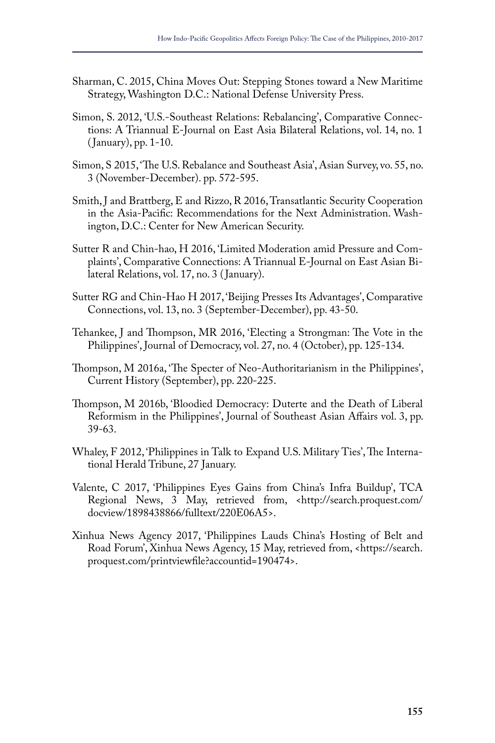Sharman, C. 2015, China Moves Out: Stepping Stones toward a New Maritime Strategy, Washington D.C.: National Defense University Press.

Simon, S. 2012, 'U.S.-Southeast Relations: Rebalancing', Comparative Connections: A Triannual E-Journal on East Asia Bilateral Relations, vol. 14, no. 1 (January), pp. 1-10.

Simon, S 2015, 'The U.S. Rebalance and Southeast Asia', Asian Survey, vo. 55, no. 3 (November-December). pp. 572-595.

Smith, J and Brattberg, E and Rizzo, R 2016, Transatlantic Security Cooperation in the Asia-Pacific: Recommendations for the Next Administration. Washington, D.C.: Center for New American Security.

Sutter R and Chin-hao, H 2016, 'Limited Moderation amid Pressure and Complaints', Comparative Connections: A Triannual E-Journal on East Asian Bilateral Relations, vol. 17, no. 3 (January).

Sutter RG and Chin-Hao H 2017, 'Beijing Presses Its Advantages', Comparative Connections, vol. 13, no. 3 (September-December), pp. 43-50.

Tehankee, J and Thompson, MR 2016, 'Electing a Strongman: The Vote in the Philippines', Journal of Democracy, vol. 27, no. 4 (October), pp. 125-134.

Thompson, M 2016a, 'The Specter of Neo-Authoritarianism in the Philippines', Current History (September), pp. 220-225.

Thompson, M 2016b, 'Bloodied Democracy: Duterte and the Death of Liberal Reformism in the Philippines', Journal of Southeast Asian Affairs vol. 3, pp. 39-63.

Whaley, F 2012, 'Philippines in Talk to Expand U.S. Military Ties', The International Herald Tribune, 27 January.

Valente, C 2017, 'Philippines Eyes Gains from China's Infra Buildup', TCA Regional News, 3 May, retrieved from, <http://search.proquest.com/docview/1898438866/fulltext/220E06A5>.

Xinhua News Agency 2017, 'Philippines Lauds China's Hosting of Belt and Road Forum', Xinhua News Agency, 15 May, retrieved from, <https://search.proquest.com/printviewfile?accountid=190474>.